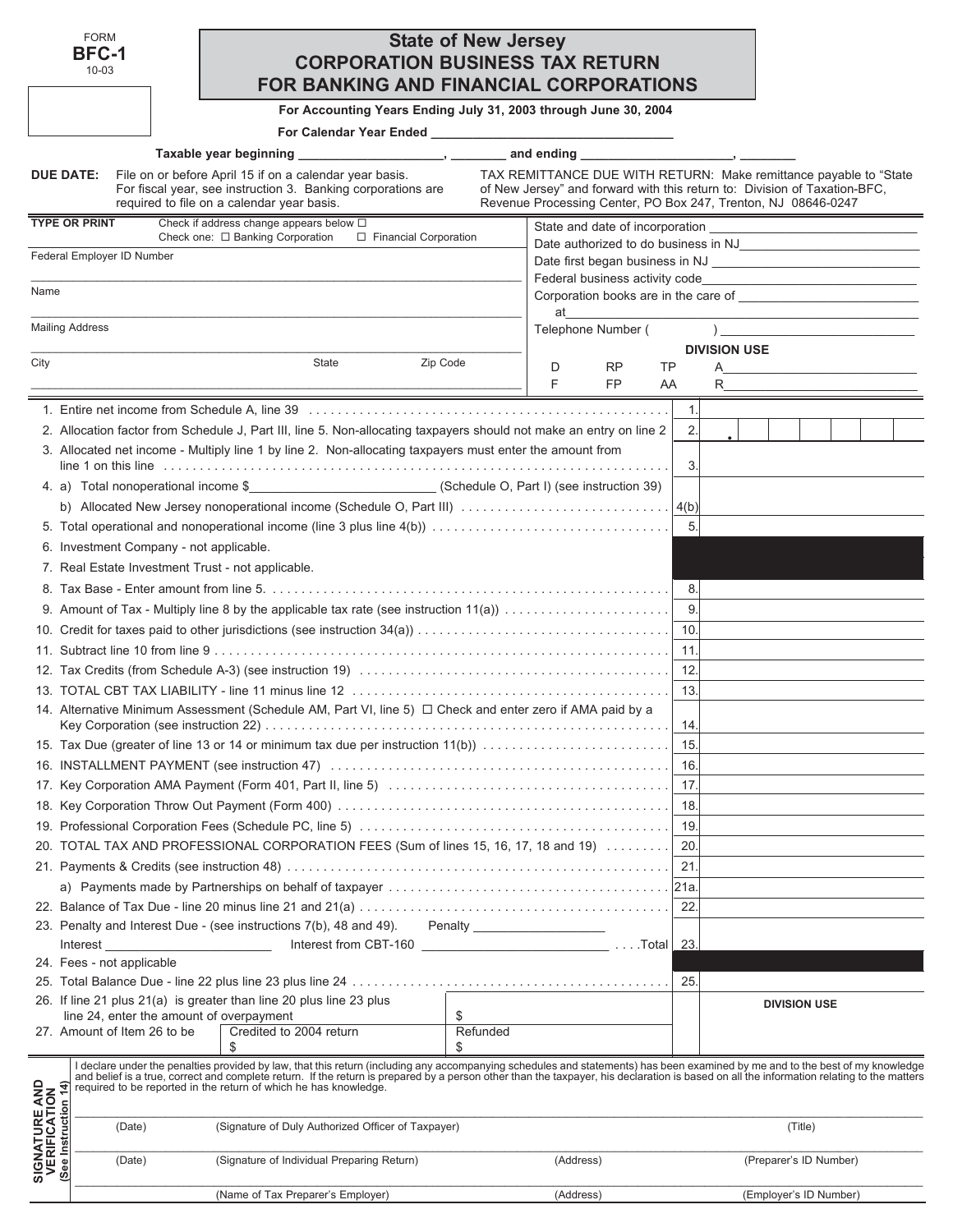FORM
**BFC-1**
10-03

# State of New Jersey
## CORPORATION BUSINESS TAX RETURN FOR BANKING AND FINANCIAL CORPORATIONS

**For Accounting Years Ending July 31, 2003 through June 30, 2004**

**For Calendar Year Ended ________________________________**

**Taxable year beginning ____________________, ________ and ending ____________________, ________**

**DUE DATE:** File on or before April 15 if on a calendar year basis. For fiscal year, see instruction 3. Banking corporations are required to file on a calendar year basis.

TAX REMITTANCE DUE WITH RETURN: Make remittance payable to "State of New Jersey" and forward with this return to: Division of Taxation-BFC, Revenue Processing Center, PO Box 247, Trenton, NJ 08646-0247

**TYPE OR PRINT** Check if address change appears below ☐
Check one: ☐ Banking Corporation ☐ Financial Corporation

Federal Employer ID Number ______________________________

Name ______________________________

Mailing Address ______________________________

City ______________ State ______________ Zip Code ______________

State and date of incorporation ______________________________
Date authorized to do business in NJ ______________________________
Date first began business in NJ ______________________________
Federal business activity code ______________________________
Corporation books are in the care of ______________________________
at ______________________________
Telephone Number ( ) ______________________________

**DIVISION USE**

| D | RP | TP | A |
|---|---|---|---|
| F | FP | AA | R |

| | Line | Amount |
|---|---|---|
| 1. Entire net income from Schedule A, line 39 | 1. | |
| 2. Allocation factor from Schedule J, Part III, line 5. Non-allocating taxpayers should not make an entry on line 2 | 2. | . |
| 3. Allocated net income - Multiply line 1 by line 2. Non-allocating taxpayers must enter the amount from line 1 on this line | 3. | |
| 4. a) Total nonoperational income $____________ (Schedule O, Part I) (see instruction 39) | | |
| b) Allocated New Jersey nonoperational income (Schedule O, Part III) | 4(b) | |
| 5. Total operational and nonoperational income (line 3 plus line 4(b)) | 5. | |
| 6. Investment Company - not applicable. | | |
| 7. Real Estate Investment Trust - not applicable. | | |
| 8. Tax Base - Enter amount from line 5. | 8. | |
| 9. Amount of Tax - Multiply line 8 by the applicable tax rate (see instruction 11(a)) | 9. | |
| 10. Credit for taxes paid to other jurisdictions (see instruction 34(a)) | 10. | |
| 11. Subtract line 10 from line 9 | 11. | |
| 12. Tax Credits (from Schedule A-3) (see instruction 19) | 12. | |
| 13. TOTAL CBT TAX LIABILITY - line 11 minus line 12 | 13. | |
| 14. Alternative Minimum Assessment (Schedule AM, Part VI, line 5) ☐ Check and enter zero if AMA paid by a Key Corporation (see instruction 22) | 14. | |
| 15. Tax Due (greater of line 13 or 14 or minimum tax due per instruction 11(b)) | 15. | |
| 16. INSTALLMENT PAYMENT (see instruction 47) | 16. | |
| 17. Key Corporation AMA Payment (Form 401, Part II, line 5) | 17. | |
| 18. Key Corporation Throw Out Payment (Form 400) | 18. | |
| 19. Professional Corporation Fees (Schedule PC, line 5) | 19. | |
| 20. TOTAL TAX AND PROFESSIONAL CORPORATION FEES (Sum of lines 15, 16, 17, 18 and 19) | 20. | |
| 21. Payments & Credits (see instruction 48) | 21. | |
| a) Payments made by Partnerships on behalf of taxpayer | 21a. | |
| 22. Balance of Tax Due - line 20 minus line 21 and 21(a) | 22. | |
| 23. Penalty and Interest Due - (see instructions 7(b), 48 and 49). Penalty ____________ Interest ____________ Interest from CBT-160 ____________ ....Total | 23. | |
| 24. Fees - not applicable | | |
| 25. Total Balance Due - line 22 plus line 23 plus line 24 | 25. | |

26. If line 21 plus 21(a) is greater than line 20 plus line 23 plus line 24, enter the amount of overpayment $____________

27. Amount of Item 26 to be Credited to 2004 return $____________ Refunded $____________

**DIVISION USE**

**SIGNATURE AND VERIFICATION (See Instruction 14)**

I declare under the penalties provided by law, that this return (including any accompanying schedules and statements) has been examined by me and to the best of my knowledge and belief is a true, correct and complete return. If the return is prepared by a person other than the taxpayer, his declaration is based on all the information relating to the matters required to be reported in the return of which he has knowledge.

(Date) ______ (Signature of Duly Authorized Officer of Taxpayer) ______ (Title)

(Date) ______ (Signature of Individual Preparing Return) ______ (Address) ______ (Preparer's ID Number)

(Name of Tax Preparer's Employer) ______ (Address) ______ (Employer's ID Number)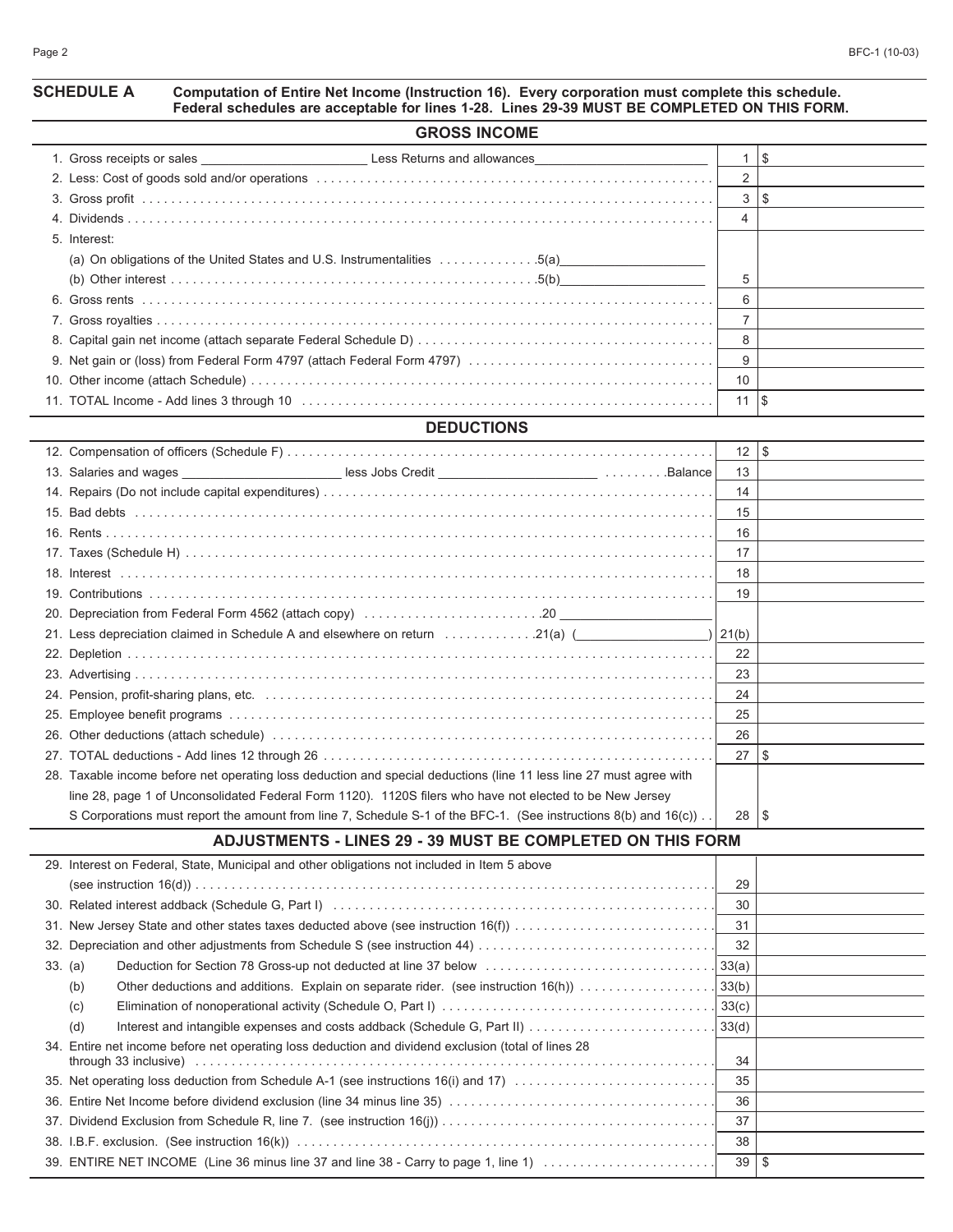## SCHEDULE A Computation of Entire Net Income (Instruction 16). Every corporation must complete this schedule. Federal schedules are acceptable for lines 1-28. Lines 29-39 MUST BE COMPLETED ON THIS FORM.

### GROSS INCOME

| | Line | Amount |
|---|---|---|
| 1. Gross receipts or sales ______________ Less Returns and allowances ______________ | 1 | $ |
| 2. Less: Cost of goods sold and/or operations | 2 | |
| 3. Gross profit | 3 | $ |
| 4. Dividends | 4 | |
| 5. Interest: | | |
| (a) On obligations of the United States and U.S. Instrumentalities .5(a) ______________ | | |
| (b) Other interest .5(b) ______________ | 5 | |
| 6. Gross rents | 6 | |
| 7. Gross royalties | 7 | |
| 8. Capital gain net income (attach separate Federal Schedule D) | 8 | |
| 9. Net gain or (loss) from Federal Form 4797 (attach Federal Form 4797) | 9 | |
| 10. Other income (attach Schedule) | 10 | |
| 11. TOTAL Income - Add lines 3 through 10 | 11 | $ |

### DEDUCTIONS

| | Line | Amount |
|---|---|---|
| 12. Compensation of officers (Schedule F) | 12 | $ |
| 13. Salaries and wages ______________ less Jobs Credit ______________ .Balance | 13 | |
| 14. Repairs (Do not include capital expenditures) | 14 | |
| 15. Bad debts | 15 | |
| 16. Rents | 16 | |
| 17. Taxes (Schedule H) | 17 | |
| 18. Interest | 18 | |
| 19. Contributions | 19 | |
| 20. Depreciation from Federal Form 4562 (attach copy) .20 ______________ | | |
| 21. Less depreciation claimed in Schedule A and elsewhere on return .21(a) ( ______________ ) | 21(b) | |
| 22. Depletion | 22 | |
| 23. Advertising | 23 | |
| 24. Pension, profit-sharing plans, etc. | 24 | |
| 25. Employee benefit programs | 25 | |
| 26. Other deductions (attach schedule) | 26 | |
| 27. TOTAL deductions - Add lines 12 through 26 | 27 | $ |
| 28. Taxable income before net operating loss deduction and special deductions (line 11 less line 27 must agree with line 28, page 1 of Unconsolidated Federal Form 1120). 1120S filers who have not elected to be New Jersey S Corporations must report the amount from line 7, Schedule S-1 of the BFC-1. (See instructions 8(b) and 16(c)) | 28 | $ |

### ADJUSTMENTS - LINES 29 - 39 MUST BE COMPLETED ON THIS FORM

| | Line | Amount |
|---|---|---|
| 29. Interest on Federal, State, Municipal and other obligations not included in Item 5 above (see instruction 16(d)) | 29 | |
| 30. Related interest addback (Schedule G, Part I) | 30 | |
| 31. New Jersey State and other states taxes deducted above (see instruction 16(f)) | 31 | |
| 32. Depreciation and other adjustments from Schedule S (see instruction 44) | 32 | |
| 33. (a) Deduction for Section 78 Gross-up not deducted at line 37 below | 33(a) | |
| (b) Other deductions and additions. Explain on separate rider. (see instruction 16(h)) | 33(b) | |
| (c) Elimination of nonoperational activity (Schedule O, Part I) | 33(c) | |
| (d) Interest and intangible expenses and costs addback (Schedule G, Part II) | 33(d) | |
| 34. Entire net income before net operating loss deduction and dividend exclusion (total of lines 28 through 33 inclusive) | 34 | |
| 35. Net operating loss deduction from Schedule A-1 (see instructions 16(i) and 17) | 35 | |
| 36. Entire Net Income before dividend exclusion (line 34 minus line 35) | 36 | |
| 37. Dividend Exclusion from Schedule R, line 7. (see instruction 16(j)) | 37 | |
| 38. I.B.F. exclusion. (See instruction 16(k)) | 38 | |
| 39. ENTIRE NET INCOME (Line 36 minus line 37 and line 38 - Carry to page 1, line 1) | 39 | $ |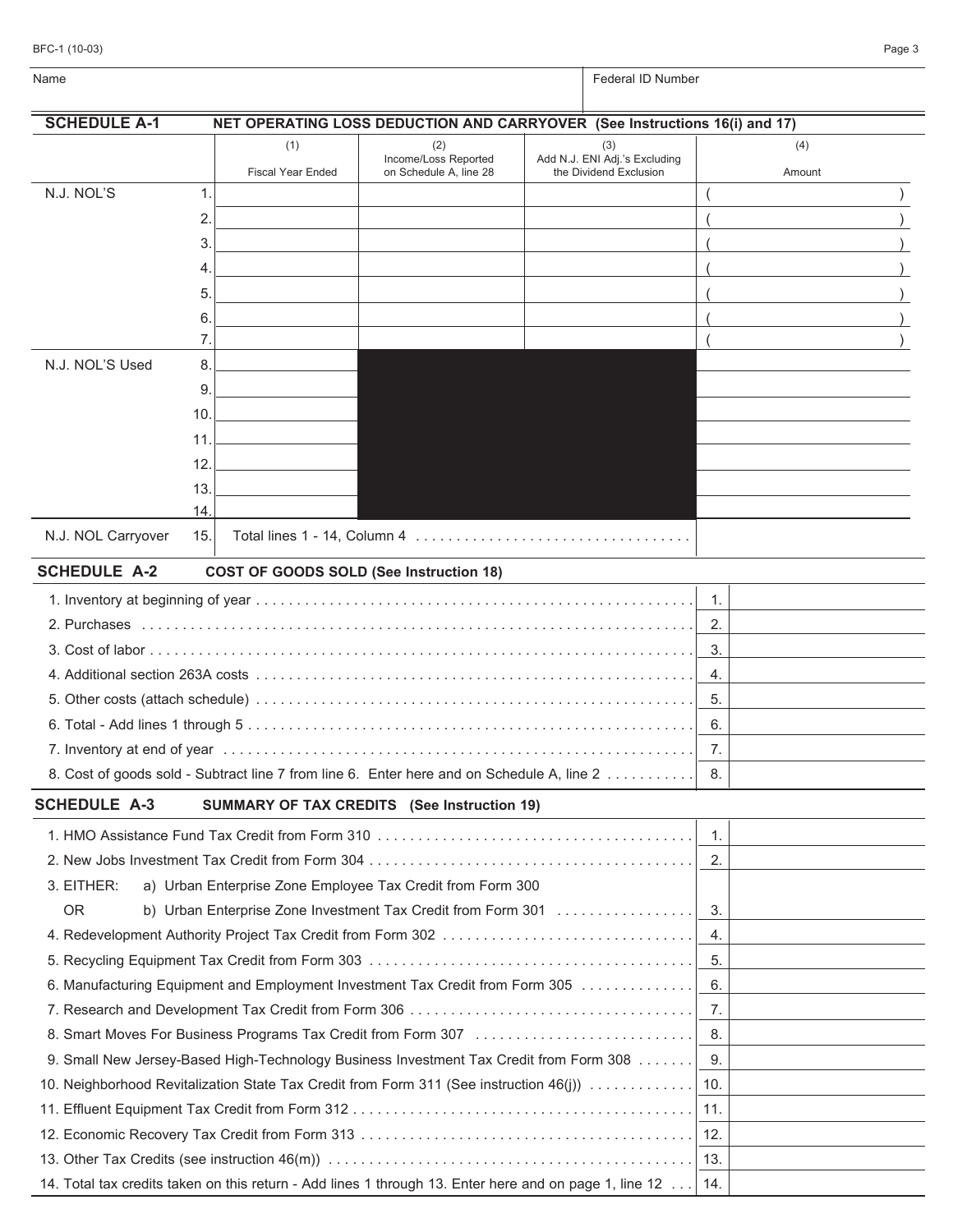BFC-1 (10-03)

| Name | Federal ID Number |
|---|---|
| | |

## SCHEDULE A-1 NET OPERATING LOSS DEDUCTION AND CARRYOVER (See Instructions 16(i) and 17)

| | | (1) Fiscal Year Ended | (2) Income/Loss Reported on Schedule A, line 28 | (3) Add N.J. ENI Adj.'s Excluding the Dividend Exclusion | (4) Amount |
|---|---|---|---|---|---|
| N.J. NOL'S | 1. | | | | ( ) |
| | 2. | | | | ( ) |
| | 3. | | | | ( ) |
| | 4. | | | | ( ) |
| | 5. | | | | ( ) |
| | 6. | | | | ( ) |
| | 7. | | | | ( ) |
| N.J. NOL'S Used | 8. | | | | |
| | 9. | | | | |
| | 10. | | | | |
| | 11. | | | | |
| | 12. | | | | |
| | 13. | | | | |
| | 14. | | | | |
| N.J. NOL Carryover | 15. | Total lines 1 - 14, Column 4 | | | |

## SCHEDULE A-2 COST OF GOODS SOLD (See Instruction 18)

| | | |
|---|---|---|
| 1. Inventory at beginning of year | 1. | |
| 2. Purchases | 2. | |
| 3. Cost of labor | 3. | |
| 4. Additional section 263A costs | 4. | |
| 5. Other costs (attach schedule) | 5. | |
| 6. Total - Add lines 1 through 5 | 6. | |
| 7. Inventory at end of year | 7. | |
| 8. Cost of goods sold - Subtract line 7 from line 6. Enter here and on Schedule A, line 2 | 8. | |

## SCHEDULE A-3 SUMMARY OF TAX CREDITS (See Instruction 19)

| | | |
|---|---|---|
| 1. HMO Assistance Fund Tax Credit from Form 310 | 1. | |
| 2. New Jobs Investment Tax Credit from Form 304 | 2. | |
| 3. EITHER: a) Urban Enterprise Zone Employee Tax Credit from Form 300<br>OR b) Urban Enterprise Zone Investment Tax Credit from Form 301 | 3. | |
| 4. Redevelopment Authority Project Tax Credit from Form 302 | 4. | |
| 5. Recycling Equipment Tax Credit from Form 303 | 5. | |
| 6. Manufacturing Equipment and Employment Investment Tax Credit from Form 305 | 6. | |
| 7. Research and Development Tax Credit from Form 306 | 7. | |
| 8. Smart Moves For Business Programs Tax Credit from Form 307 | 8. | |
| 9. Small New Jersey-Based High-Technology Business Investment Tax Credit from Form 308 | 9. | |
| 10. Neighborhood Revitalization State Tax Credit from Form 311 (See instruction 46(j)) | 10. | |
| 11. Effluent Equipment Tax Credit from Form 312 | 11. | |
| 12. Economic Recovery Tax Credit from Form 313 | 12. | |
| 13. Other Tax Credits (see instruction 46(m)) | 13. | |
| 14. Total tax credits taken on this return - Add lines 1 through 13. Enter here and on page 1, line 12 | 14. | |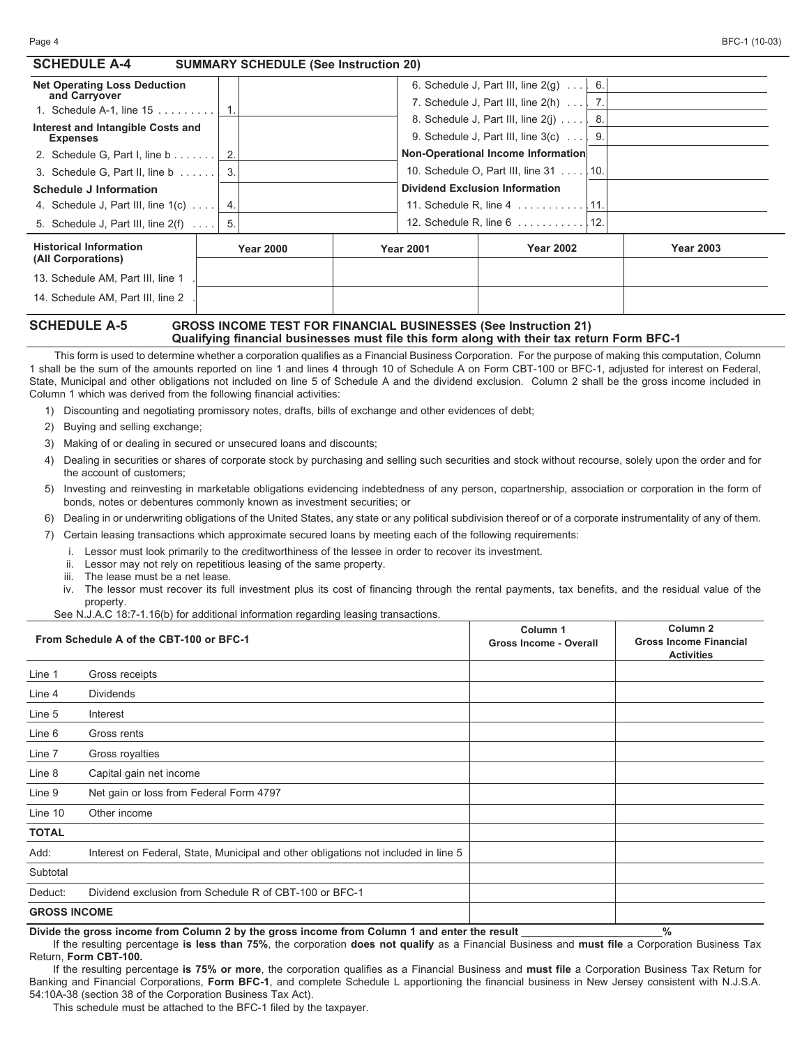## SCHEDULE A-4 SUMMARY SCHEDULE (See Instruction 20)

| | | | | | |
|---|---|---|---|---|---|
| **Net Operating Loss Deduction and Carryover** | | | 6. Schedule J, Part III, line 2(g) | 6. | |
| 1. Schedule A-1, line 15 | 1. | | 7. Schedule J, Part III, line 2(h) | 7. | |
| **Interest and Intangible Costs and Expenses** | | | 8. Schedule J, Part III, line 2(j) | 8. | |
| | | | 9. Schedule J, Part III, line 3(c) | 9. | |
| 2. Schedule G, Part I, line b | 2. | | **Non-Operational Income Information** | | |
| 3. Schedule G, Part II, line b | 3. | | 10. Schedule O, Part III, line 31 | 10. | |
| **Schedule J Information** | | | **Dividend Exclusion Information** | | |
| 4. Schedule J, Part III, line 1(c) | 4. | | 11. Schedule R, line 4 | 11. | |
| 5. Schedule J, Part III, line 2(f) | 5. | | 12. Schedule R, line 6 | 12. | |

| Historical Information (All Corporations) | Year 2000 | Year 2001 | Year 2002 | Year 2003 |
|---|---|---|---|---|
| 13. Schedule AM, Part III, line 1 | | | | |
| 14. Schedule AM, Part III, line 2 | | | | |

## SCHEDULE A-5 GROSS INCOME TEST FOR FINANCIAL BUSINESSES (See Instruction 21)

**Qualifying financial businesses must file this form along with their tax return Form BFC-1**

This form is used to determine whether a corporation qualifies as a Financial Business Corporation. For the purpose of making this computation, Column 1 shall be the sum of the amounts reported on line 1 and lines 4 through 10 of Schedule A on Form CBT-100 or BFC-1, adjusted for interest on Federal, State, Municipal and other obligations not included on line 5 of Schedule A and the dividend exclusion. Column 2 shall be the gross income included in Column 1 which was derived from the following financial activities:

1) Discounting and negotiating promissory notes, drafts, bills of exchange and other evidences of debt;
2) Buying and selling exchange;
3) Making of or dealing in secured or unsecured loans and discounts;
4) Dealing in securities or shares of corporate stock by purchasing and selling such securities and stock without recourse, solely upon the order and for the account of customers;
5) Investing and reinvesting in marketable obligations evidencing indebtedness of any person, copartnership, association or corporation in the form of bonds, notes or debentures commonly known as investment securities; or
6) Dealing in or underwriting obligations of the United States, any state or any political subdivision thereof or of a corporate instrumentality of any of them.
7) Certain leasing transactions which approximate secured loans by meeting each of the following requirements:
   i. Lessor must look primarily to the creditworthiness of the lessee in order to recover its investment.
   ii. Lessor may not rely on repetitious leasing of the same property.
   iii. The lease must be a net lease.
   iv. The lessor must recover its full investment plus its cost of financing through the rental payments, tax benefits, and the residual value of the property.

See N.J.A.C 18:7-1.16(b) for additional information regarding leasing transactions.

| From Schedule A of the CBT-100 or BFC-1 | | Column 1 Gross Income - Overall | Column 2 Gross Income Financial Activities |
|---|---|---|---|
| Line 1 | Gross receipts | | |
| Line 4 | Dividends | | |
| Line 5 | Interest | | |
| Line 6 | Gross rents | | |
| Line 7 | Gross royalties | | |
| Line 8 | Capital gain net income | | |
| Line 9 | Net gain or loss from Federal Form 4797 | | |
| Line 10 | Other income | | |
| **TOTAL** | | | |
| Add: | Interest on Federal, State, Municipal and other obligations not included in line 5 | | |
| Subtotal | | | |
| Deduct: | Dividend exclusion from Schedule R of CBT-100 or BFC-1 | | |
| **GROSS INCOME** | | | |

**Divide the gross income from Column 2 by the gross income from Column 1 and enter the result ____________________%**

If the resulting percentage **is less than 75%**, the corporation **does not qualify** as a Financial Business and **must file** a Corporation Business Tax Return, **Form CBT-100.**

If the resulting percentage **is 75% or more**, the corporation qualifies as a Financial Business and **must file** a Corporation Business Tax Return for Banking and Financial Corporations, **Form BFC-1**, and complete Schedule L apportioning the financial business in New Jersey consistent with N.J.S.A. 54:10A-38 (section 38 of the Corporation Business Tax Act).

This schedule must be attached to the BFC-1 filed by the taxpayer.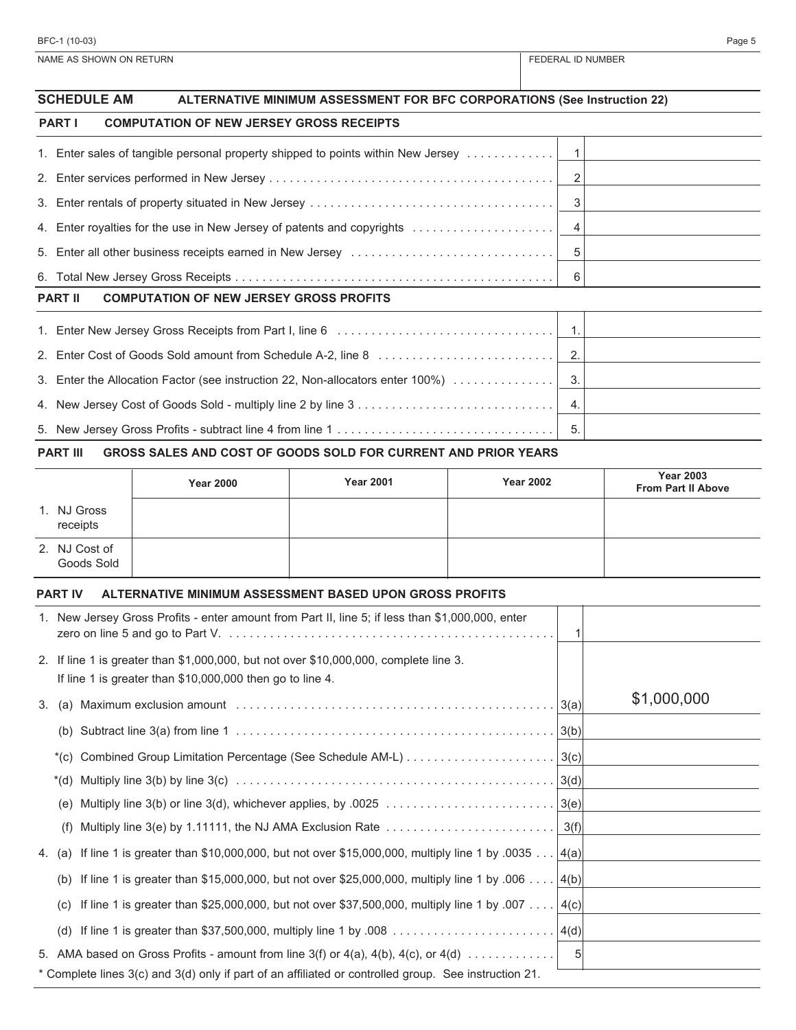NAME AS SHOWN ON RETURN | FEDERAL ID NUMBER

## SCHEDULE AM — ALTERNATIVE MINIMUM ASSESSMENT FOR BFC CORPORATIONS (See Instruction 22)

### PART I — COMPUTATION OF NEW JERSEY GROSS RECEIPTS

| | Line | Amount |
|---|---|---|
| 1. Enter sales of tangible personal property shipped to points within New Jersey | 1 | |
| 2. Enter services performed in New Jersey | 2 | |
| 3. Enter rentals of property situated in New Jersey | 3 | |
| 4. Enter royalties for the use in New Jersey of patents and copyrights | 4 | |
| 5. Enter all other business receipts earned in New Jersey | 5 | |
| 6. Total New Jersey Gross Receipts | 6 | |

### PART II — COMPUTATION OF NEW JERSEY GROSS PROFITS

| | Line | Amount |
|---|---|---|
| 1. Enter New Jersey Gross Receipts from Part I, line 6 | 1. | |
| 2. Enter Cost of Goods Sold amount from Schedule A-2, line 8 | 2. | |
| 3. Enter the Allocation Factor (see instruction 22, Non-allocators enter 100%) | 3. | |
| 4. New Jersey Cost of Goods Sold - multiply line 2 by line 3 | 4. | |
| 5. New Jersey Gross Profits - subtract line 4 from line 1 | 5. | |

### PART III — GROSS SALES AND COST OF GOODS SOLD FOR CURRENT AND PRIOR YEARS

| | Year 2000 | Year 2001 | Year 2002 | Year 2003 From Part II Above |
|---|---|---|---|---|
| 1. NJ Gross receipts | | | | |
| 2. NJ Cost of Goods Sold | | | | |

### PART IV — ALTERNATIVE MINIMUM ASSESSMENT BASED UPON GROSS PROFITS

| | Line | Amount |
|---|---|---|
| 1. New Jersey Gross Profits - enter amount from Part II, line 5; if less than $1,000,000, enter zero on line 5 and go to Part V. | 1 | |
| 2. If line 1 is greater than $1,000,000, but not over $10,000,000, complete line 3. If line 1 is greater than $10,000,000 then go to line 4. | | |
| 3. (a) Maximum exclusion amount | 3(a) | $1,000,000 |
| (b) Subtract line 3(a) from line 1 | 3(b) | |
| *(c) Combined Group Limitation Percentage (See Schedule AM-L) | 3(c) | |
| *(d) Multiply line 3(b) by line 3(c) | 3(d) | |
| (e) Multiply line 3(b) or line 3(d), whichever applies, by .0025 | 3(e) | |
| (f) Multiply line 3(e) by 1.11111, the NJ AMA Exclusion Rate | 3(f) | |
| 4. (a) If line 1 is greater than $10,000,000, but not over $15,000,000, multiply line 1 by .0035 | 4(a) | |
| (b) If line 1 is greater than $15,000,000, but not over $25,000,000, multiply line 1 by .006 | 4(b) | |
| (c) If line 1 is greater than $25,000,000, but not over $37,500,000, multiply line 1 by .007 | 4(c) | |
| (d) If line 1 is greater than $37,500,000, multiply line 1 by .008 | 4(d) | |
| 5. AMA based on Gross Profits - amount from line 3(f) or 4(a), 4(b), 4(c), or 4(d) | 5 | |

\* Complete lines 3(c) and 3(d) only if part of an affiliated or controlled group. See instruction 21.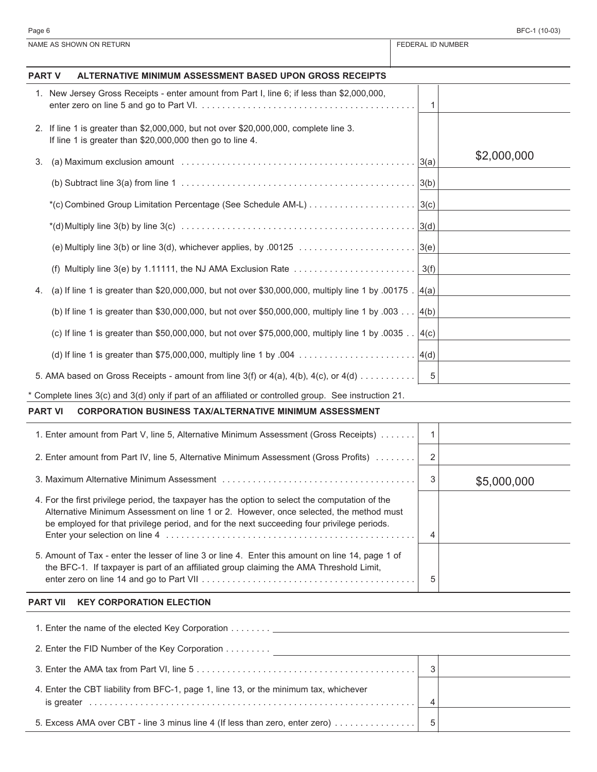NAME AS SHOWN ON RETURN | FEDERAL ID NUMBER

## PART V ALTERNATIVE MINIMUM ASSESSMENT BASED UPON GROSS RECEIPTS

| Line | Description | Line No. | Amount |
|---|---|---|---|
| 1. | New Jersey Gross Receipts - enter amount from Part I, line 6; if less than $2,000,000, enter zero on line 5 and go to Part VI. | 1 | |
| 2. | If line 1 is greater than $2,000,000, but not over $20,000,000, complete line 3. If line 1 is greater than $20,000,000 then go to line 4. | | |
| 3. | (a) Maximum exclusion amount | 3(a) | $2,000,000 |
| | (b) Subtract line 3(a) from line 1 | 3(b) | |
| | *(c) Combined Group Limitation Percentage (See Schedule AM-L) | 3(c) | |
| | *(d) Multiply line 3(b) by line 3(c) | 3(d) | |
| | (e) Multiply line 3(b) or line 3(d), whichever applies, by .00125 | 3(e) | |
| | (f) Multiply line 3(e) by 1.11111, the NJ AMA Exclusion Rate | 3(f) | |
| 4. | (a) If line 1 is greater than $20,000,000, but not over $30,000,000, multiply line 1 by .00175 | 4(a) | |
| | (b) If line 1 is greater than $30,000,000, but not over $50,000,000, multiply line 1 by .003 | 4(b) | |
| | (c) If line 1 is greater than $50,000,000, but not over $75,000,000, multiply line 1 by .0035 | 4(c) | |
| | (d) If line 1 is greater than $75,000,000, multiply line 1 by .004 | 4(d) | |
| 5. | AMA based on Gross Receipts - amount from line 3(f) or 4(a), 4(b), 4(c), or 4(d) | 5 | |

* Complete lines 3(c) and 3(d) only if part of an affiliated or controlled group. See instruction 21.

## PART VI CORPORATION BUSINESS TAX/ALTERNATIVE MINIMUM ASSESSMENT

| Line | Description | Line No. | Amount |
|---|---|---|---|
| 1. | Enter amount from Part V, line 5, Alternative Minimum Assessment (Gross Receipts) | 1 | |
| 2. | Enter amount from Part IV, line 5, Alternative Minimum Assessment (Gross Profits) | 2 | |
| 3. | Maximum Alternative Minimum Assessment | 3 | $5,000,000 |
| 4. | For the first privilege period, the taxpayer has the option to select the computation of the Alternative Minimum Assessment on line 1 or 2. However, once selected, the method must be employed for that privilege period, and for the next succeeding four privilege periods. Enter your selection on line 4 | 4 | |
| 5. | Amount of Tax - enter the lesser of line 3 or line 4. Enter this amount on line 14, page 1 of the BFC-1. If taxpayer is part of an affiliated group claiming the AMA Threshold Limit, enter zero on line 14 and go to Part VII | 5 | |

## PART VII KEY CORPORATION ELECTION

1. Enter the name of the elected Key Corporation ________________________________

2. Enter the FID Number of the Key Corporation ________________________________

| Line | Description | Line No. | Amount |
|---|---|---|---|
| 3. | Enter the AMA tax from Part VI, line 5 | 3 | |
| 4. | Enter the CBT liability from BFC-1, page 1, line 13, or the minimum tax, whichever is greater | 4 | |
| 5. | Excess AMA over CBT - line 3 minus line 4 (If less than zero, enter zero) | 5 | |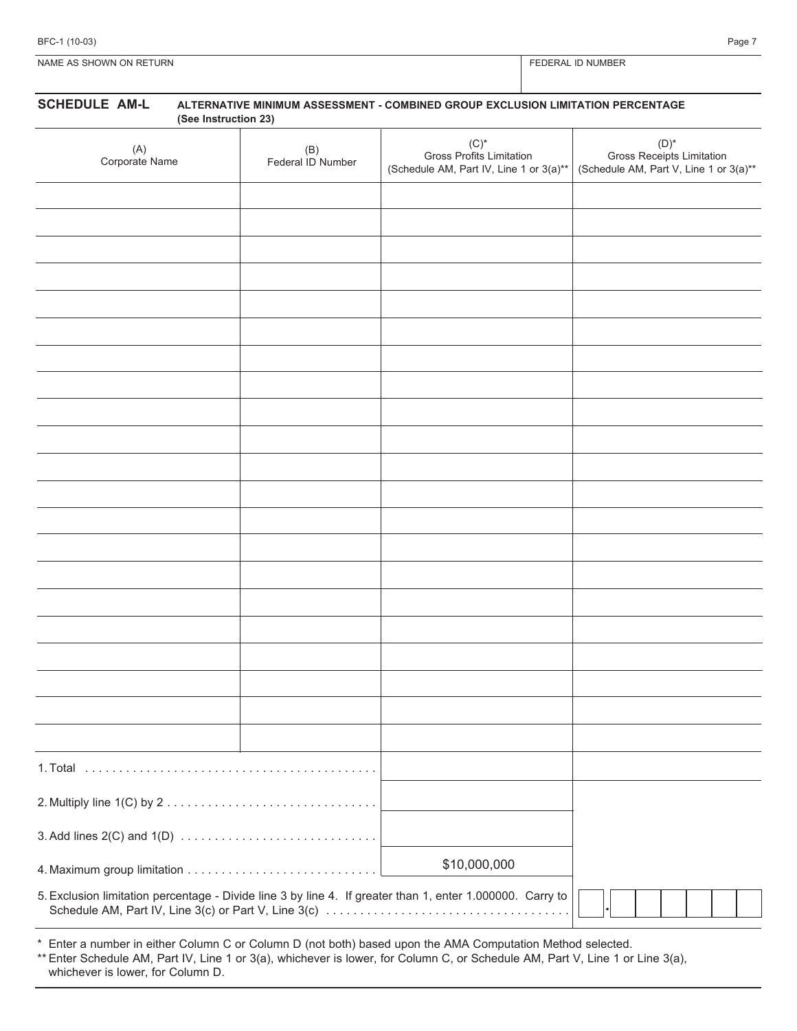BFC-1 (10-03)

| NAME AS SHOWN ON RETURN | FEDERAL ID NUMBER |
|---|---|
| | |

## SCHEDULE AM-L ALTERNATIVE MINIMUM ASSESSMENT - COMBINED GROUP EXCLUSION LIMITATION PERCENTAGE (See Instruction 23)

| (A) Corporate Name | (B) Federal ID Number | (C)* Gross Profits Limitation (Schedule AM, Part IV, Line 1 or 3(a)** | (D)* Gross Receipts Limitation (Schedule AM, Part V, Line 1 or 3(a)** |
|---|---|---|---|
| | | | |
| | | | |
| | | | |
| | | | |
| | | | |
| | | | |
| | | | |
| | | | |
| | | | |
| | | | |
| | | | |
| | | | |
| | | | |
| | | | |
| | | | |
| | | | |
| | | | |
| | | | |
| | | | |
| | | | |
| | | | |
| 1. Total | | | |
| 2. Multiply line 1(C) by 2 | | | |
| 3. Add lines 2(C) and 1(D) | | | |
| 4. Maximum group limitation | | $10,000,000 | |
| 5. Exclusion limitation percentage - Divide line 3 by line 4. If greater than 1, enter 1.000000. Carry to Schedule AM, Part IV, Line 3(c) or Part V, Line 3(c) | | | . |

\* Enter a number in either Column C or Column D (not both) based upon the AMA Computation Method selected.

\*\* Enter Schedule AM, Part IV, Line 1 or 3(a), whichever is lower, for Column C, or Schedule AM, Part V, Line 1 or Line 3(a), whichever is lower, for Column D.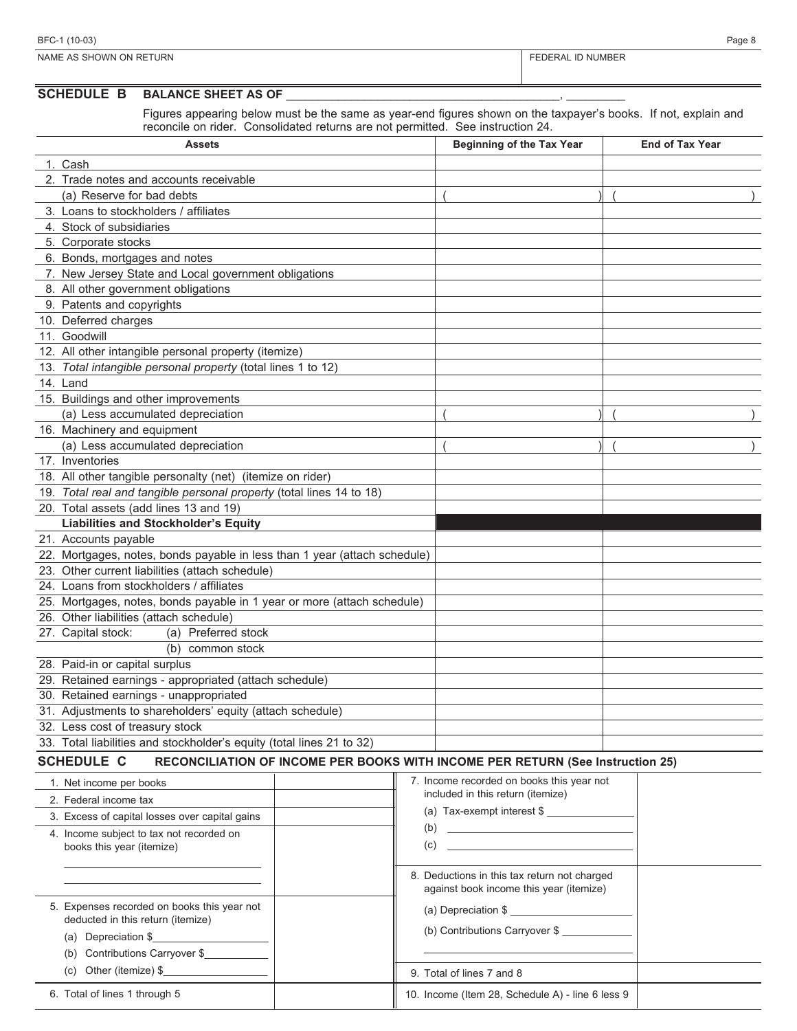| NAME AS SHOWN ON RETURN | FEDERAL ID NUMBER |
|---|---|
| | |

## SCHEDULE B BALANCE SHEET AS OF ________________________________________, _________

Figures appearing below must be the same as year-end figures shown on the taxpayer's books. If not, explain and reconcile on rider. Consolidated returns are not permitted. See instruction 24.

| Assets | Beginning of the Tax Year | End of Tax Year |
|---|---|---|
| 1. Cash | | |
| 2. Trade notes and accounts receivable | | |
| (a) Reserve for bad debts | ( ) | ( ) |
| 3. Loans to stockholders / affiliates | | |
| 4. Stock of subsidiaries | | |
| 5. Corporate stocks | | |
| 6. Bonds, mortgages and notes | | |
| 7. New Jersey State and Local government obligations | | |
| 8. All other government obligations | | |
| 9. Patents and copyrights | | |
| 10. Deferred charges | | |
| 11. Goodwill | | |
| 12. All other intangible personal property (itemize) | | |
| 13. *Total intangible personal property* (total lines 1 to 12) | | |
| 14. Land | | |
| 15. Buildings and other improvements | | |
| (a) Less accumulated depreciation | ( ) | ( ) |
| 16. Machinery and equipment | | |
| (a) Less accumulated depreciation | ( ) | ( ) |
| 17. Inventories | | |
| 18. All other tangible personalty (net) (itemize on rider) | | |
| 19. *Total real and tangible personal property* (total lines 14 to 18) | | |
| 20. Total assets (add lines 13 and 19) | | |
| **Liabilities and Stockholder's Equity** | | |
| 21. Accounts payable | | |
| 22. Mortgages, notes, bonds payable in less than 1 year (attach schedule) | | |
| 23. Other current liabilities (attach schedule) | | |
| 24. Loans from stockholders / affiliates | | |
| 25. Mortgages, notes, bonds payable in 1 year or more (attach schedule) | | |
| 26. Other liabilities (attach schedule) | | |
| 27. Capital stock: (a) Preferred stock | | |
| (b) common stock | | |
| 28. Paid-in or capital surplus | | |
| 29. Retained earnings - appropriated (attach schedule) | | |
| 30. Retained earnings - unappropriated | | |
| 31. Adjustments to shareholders' equity (attach schedule) | | |
| 32. Less cost of treasury stock | | |
| 33. Total liabilities and stockholder's equity (total lines 21 to 32) | | |

## SCHEDULE C RECONCILIATION OF INCOME PER BOOKS WITH INCOME PER RETURN (See Instruction 25)

| | | | |
|---|---|---|---|
| 1. Net income per books | | 7. Income recorded on books this year not included in this return (itemize)<br>(a) Tax-exempt interest $ ______________<br>(b) ______________<br>(c) ______________ | |
| 2. Federal income tax | | | |
| 3. Excess of capital losses over capital gains | | | |
| 4. Income subject to tax not recorded on books this year (itemize)<br>______________<br>______________ | | 8. Deductions in this tax return not charged against book income this year (itemize)<br>(a) Depreciation $ ______________<br>(b) Contributions Carryover $ ______________<br>______________ | |
| 5. Expenses recorded on books this year not deducted in this return (itemize)<br>(a) Depreciation $______________<br>(b) Contributions Carryover $______________<br>(c) Other (itemize) $______________ | | 9. Total of lines 7 and 8 | |
| 6. Total of lines 1 through 5 | | 10. Income (Item 28, Schedule A) - line 6 less 9 | |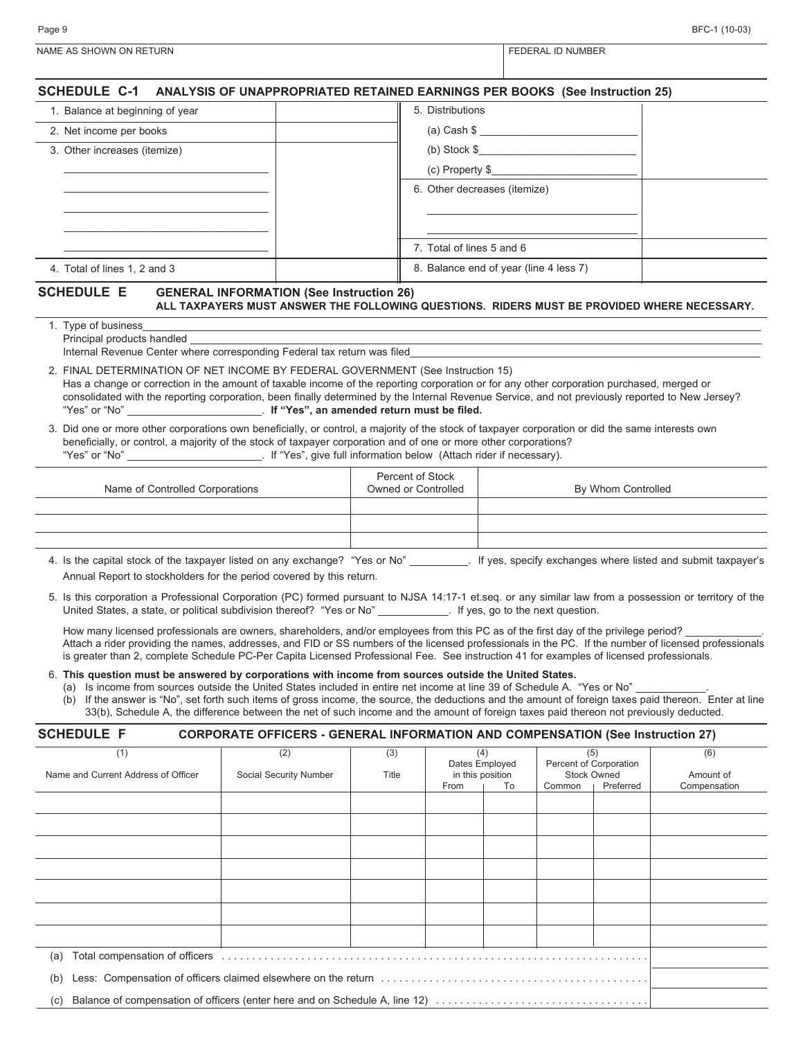| NAME AS SHOWN ON RETURN | FEDERAL ID NUMBER |
|---|---|
| | |

## SCHEDULE C-1 ANALYSIS OF UNAPPROPRIATED RETAINED EARNINGS PER BOOKS (See Instruction 25)

| | | | |
|---|---|---|---|
| 1. Balance at beginning of year | | 5. Distributions | |
| 2. Net income per books | | (a) Cash $ ____________ | |
| 3. Other increases (itemize) | | (b) Stock $____________ | |
| ____________ | | (c) Property $____________ | |
| ____________ | | 6. Other decreases (itemize) | |
| ____________ | | ____________ | |
| ____________ | | ____________ | |
| ____________ | | 7. Total of lines 5 and 6 | |
| 4. Total of lines 1, 2 and 3 | | 8. Balance end of year (line 4 less 7) | |

## SCHEDULE E GENERAL INFORMATION (See Instruction 26)

**ALL TAXPAYERS MUST ANSWER THE FOLLOWING QUESTIONS. RIDERS MUST BE PROVIDED WHERE NECESSARY.**

1. Type of business____________
   Principal products handled ____________
   Internal Revenue Center where corresponding Federal tax return was filed____________

2. FINAL DETERMINATION OF NET INCOME BY FEDERAL GOVERNMENT (See Instruction 15)
   Has a change or correction in the amount of taxable income of the reporting corporation or for any other corporation purchased, merged or consolidated with the reporting corporation, been finally determined by the Internal Revenue Service, and not previously reported to New Jersey? "Yes" or "No" ____________. **If "Yes", an amended return must be filed.**

3. Did one or more other corporations own beneficially, or control, a majority of the stock of taxpayer corporation or did the same interests own beneficially, or control, a majority of the stock of taxpayer corporation and of one or more other corporations?
   "Yes" or "No" ____________. If "Yes", give full information below (Attach rider if necessary).

| Name of Controlled Corporations | Percent of Stock Owned or Controlled | By Whom Controlled |
|---|---|---|
| | | |
| | | |
| | | |

4. Is the capital stock of the taxpayer listed on any exchange? "Yes or No" ____________. If yes, specify exchanges where listed and submit taxpayer's Annual Report to stockholders for the period covered by this return.

5. Is this corporation a Professional Corporation (PC) formed pursuant to NJSA 14:17-1 et.seq. or any similar law from a possession or territory of the United States, a state, or political subdivision thereof? "Yes or No" ____________. If yes, go to the next question.

   How many licensed professionals are owners, shareholders, and/or employees from this PC as of the first day of the privilege period? ____________. Attach a rider providing the names, addresses, and FID or SS numbers of the licensed professionals in the PC. If the number of licensed professionals is greater than 2, complete Schedule PC-Per Capita Licensed Professional Fee. See instruction 41 for examples of licensed professionals.

6. **This question must be answered by corporations with income from sources outside the United States.**
   (a) Is income from sources outside the United States included in entire net income at line 39 of Schedule A. "Yes or No" ____________.
   (b) If the answer is "No", set forth such items of gross income, the source, the deductions and the amount of foreign taxes paid thereon. Enter at line 33(b), Schedule A, the difference between the net of such income and the amount of foreign taxes paid thereon not previously deducted.

## SCHEDULE F CORPORATE OFFICERS - GENERAL INFORMATION AND COMPENSATION (See Instruction 27)

| (1) Name and Current Address of Officer | (2) Social Security Number | (3) Title | (4) Dates Employed in this position | | (5) Percent of Corporation Stock Owned | | (6) Amount of Compensation |
|---|---|---|---|---|---|---|---|
| | | | From | To | Common | Preferred | |
| | | | | | | | |
| | | | | | | | |
| | | | | | | | |
| | | | | | | | |
| | | | | | | | |
| | | | | | | | |
| | | | | | | | |

(a) Total compensation of officers ....................

(b) Less: Compensation of officers claimed elsewhere on the return ....................

(c) Balance of compensation of officers (enter here and on Schedule A, line 12) ....................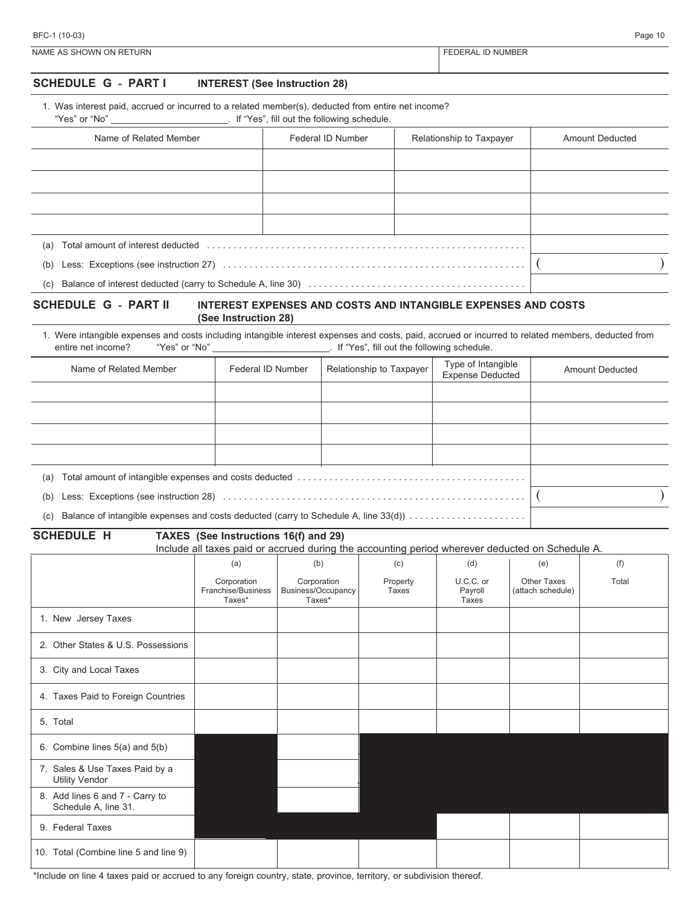NAME AS SHOWN ON RETURN | FEDERAL ID NUMBER

## SCHEDULE G - PART I INTEREST (See Instruction 28)

1. Was interest paid, accrued or incurred to a related member(s), deducted from entire net income? "Yes" or "No" ______________________. If "Yes", fill out the following schedule.

| Name of Related Member | Federal ID Number | Relationship to Taxpayer | Amount Deducted |
|---|---|---|---|
| | | | |
| | | | |
| | | | |
| | | | |

(a) Total amount of interest deducted ........ 

(b) Less: Exceptions (see instruction 27) ........ ( )

(c) Balance of interest deducted (carry to Schedule A, line 30) ........ 

## SCHEDULE G - PART II INTEREST EXPENSES AND COSTS AND INTANGIBLE EXPENSES AND COSTS (See Instruction 28)

1. Were intangible expenses and costs including intangible interest expenses and costs, paid, accrued or incurred to related members, deducted from entire net income? "Yes" or "No" ______________________. If "Yes", fill out the following schedule.

| Name of Related Member | Federal ID Number | Relationship to Taxpayer | Type of Intangible Expense Deducted | Amount Deducted |
|---|---|---|---|---|
| | | | | |
| | | | | |
| | | | | |
| | | | | |

(a) Total amount of intangible expenses and costs deducted ........ 

(b) Less: Exceptions (see instruction 28) ........ ( )

(c) Balance of intangible expenses and costs deducted (carry to Schedule A, line 33(d)) ........ 

## SCHEDULE H TAXES (See Instructions 16(f) and 29)

Include all taxes paid or accrued during the accounting period wherever deducted on Schedule A.

| | (a) Corporation Franchise/Business Taxes* | (b) Corporation Business/Occupancy Taxes* | (c) Property Taxes | (d) U.C.C. or Payroll Taxes | (e) Other Taxes (attach schedule) | (f) Total |
|---|---|---|---|---|---|---|
| 1. New Jersey Taxes | | | | | | |
| 2. Other States & U.S. Possessions | | | | | | |
| 3. City and Local Taxes | | | | | | |
| 4. Taxes Paid to Foreign Countries | | | | | | |
| 5. Total | | | | | | |
| 6. Combine lines 5(a) and 5(b) | | | | | | |
| 7. Sales & Use Taxes Paid by a Utility Vendor | | | | | | |
| 8. Add lines 6 and 7 - Carry to Schedule A, line 31. | | | | | | |
| 9. Federal Taxes | | | | | | |
| 10. Total (Combine line 5 and line 9) | | | | | | |

*Include on line 4 taxes paid or accrued to any foreign country, state, province, territory, or subdivision thereof.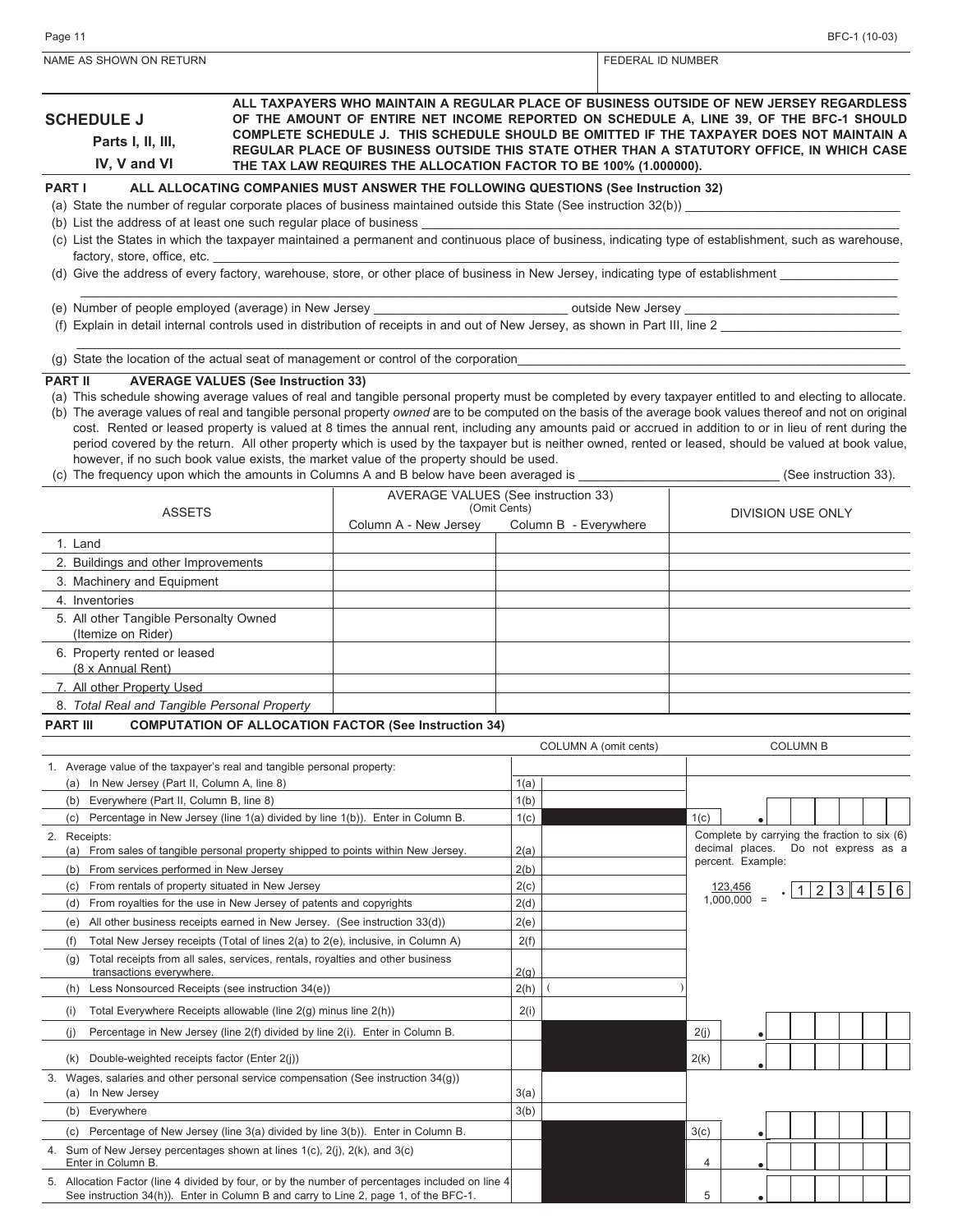NAME AS SHOWN ON RETURN | FEDERAL ID NUMBER

## SCHEDULE J
### Parts I, II, III, IV, V and VI

**ALL TAXPAYERS WHO MAINTAIN A REGULAR PLACE OF BUSINESS OUTSIDE OF NEW JERSEY REGARDLESS OF THE AMOUNT OF ENTIRE NET INCOME REPORTED ON SCHEDULE A, LINE 39, OF THE BFC-1 SHOULD COMPLETE SCHEDULE J. THIS SCHEDULE SHOULD BE OMITTED IF THE TAXPAYER DOES NOT MAINTAIN A REGULAR PLACE OF BUSINESS OUTSIDE THIS STATE OTHER THAN A STATUTORY OFFICE, IN WHICH CASE THE TAX LAW REQUIRES THE ALLOCATION FACTOR TO BE 100% (1.000000).**

### PART I ALL ALLOCATING COMPANIES MUST ANSWER THE FOLLOWING QUESTIONS (See Instruction 32)

(a) State the number of regular corporate places of business maintained outside this State (See instruction 32(b)) ______________

(b) List the address of at least one such regular place of business ______________

(c) List the States in which the taxpayer maintained a permanent and continuous place of business, indicating type of establishment, such as warehouse, factory, store, office, etc. ______________

(d) Give the address of every factory, warehouse, store, or other place of business in New Jersey, indicating type of establishment ______________

(e) Number of people employed (average) in New Jersey ______________ outside New Jersey ______________

(f) Explain in detail internal controls used in distribution of receipts in and out of New Jersey, as shown in Part III, line 2 ______________

(g) State the location of the actual seat of management or control of the corporation ______________

### PART II AVERAGE VALUES (See Instruction 33)

(a) This schedule showing average values of real and tangible personal property must be completed by every taxpayer entitled to and electing to allocate.

(b) The average values of real and tangible personal property *owned* are to be computed on the basis of the average book values thereof and not on original cost. Rented or leased property is valued at 8 times the annual rent, including any amounts paid or accrued in addition to or in lieu of rent during the period covered by the return. All other property which is used by the taxpayer but is neither owned, rented or leased, should be valued at book value, however, if no such book value exists, the market value of the property should be used.

(c) The frequency upon which the amounts in Columns A and B below have been averaged is ______________ (See instruction 33).

| ASSETS | AVERAGE VALUES (See instruction 33) (Omit Cents) Column A - New Jersey | Column B - Everywhere | DIVISION USE ONLY |
|---|---|---|---|
| 1. Land | | | |
| 2. Buildings and other Improvements | | | |
| 3. Machinery and Equipment | | | |
| 4. Inventories | | | |
| 5. All other Tangible Personalty Owned (Itemize on Rider) | | | |
| 6. Property rented or leased (8 x Annual Rent) | | | |
| 7. All other Property Used | | | |
| 8. *Total Real and Tangible Personal Property* | | | |

### PART III COMPUTATION OF ALLOCATION FACTOR (See Instruction 34)

| | | COLUMN A (omit cents) | | COLUMN B |
|---|---|---|---|---|
| 1. Average value of the taxpayer's real and tangible personal property: | | | | |
| (a) In New Jersey (Part II, Column A, line 8) | 1(a) | | | |
| (b) Everywhere (Part II, Column B, line 8) | 1(b) | | | |
| (c) Percentage in New Jersey (line 1(a) divided by line 1(b)). Enter in Column B. | 1(c) | | 1(c) | . |
| 2. Receipts: (a) From sales of tangible personal property shipped to points within New Jersey. | 2(a) | | | Complete by carrying the fraction to six (6) decimal places. Do not express as a percent. Example: |
| (b) From services performed in New Jersey | 2(b) | | | |
| (c) From rentals of property situated in New Jersey | 2(c) | | | $\frac{123,456}{1,000,000}$ = .123456 |
| (d) From royalties for the use in New Jersey of patents and copyrights | 2(d) | | | |
| (e) All other business receipts earned in New Jersey. (See instruction 33(d)) | 2(e) | | | |
| (f) Total New Jersey receipts (Total of lines 2(a) to 2(e), inclusive, in Column A) | 2(f) | | | |
| (g) Total receipts from all sales, services, rentals, royalties and other business transactions everywhere. | 2(g) | | | |
| (h) Less Nonsourced Receipts (see instruction 34(e)) | 2(h) | ( ) | | |
| (i) Total Everywhere Receipts allowable (line 2(g) minus line 2(h)) | 2(i) | | | |
| (j) Percentage in New Jersey (line 2(f) divided by line 2(i)). Enter in Column B. | | | 2(j) | . |
| (k) Double-weighted receipts factor (Enter 2(j)) | | | 2(k) | . |
| 3. Wages, salaries and other personal service compensation (See instruction 34(g)) (a) In New Jersey | 3(a) | | | |
| (b) Everywhere | 3(b) | | | |
| (c) Percentage of New Jersey (line 3(a) divided by line 3(b)). Enter in Column B. | | | 3(c) | . |
| 4. Sum of New Jersey percentages shown at lines 1(c), 2(j), 2(k), and 3(c) Enter in Column B. | | | 4 | . |
| 5. Allocation Factor (line 4 divided by four, or by the number of percentages included on line 4 See instruction 34(h)). Enter in Column B and carry to Line 2, page 1, of the BFC-1. | | | 5 | . |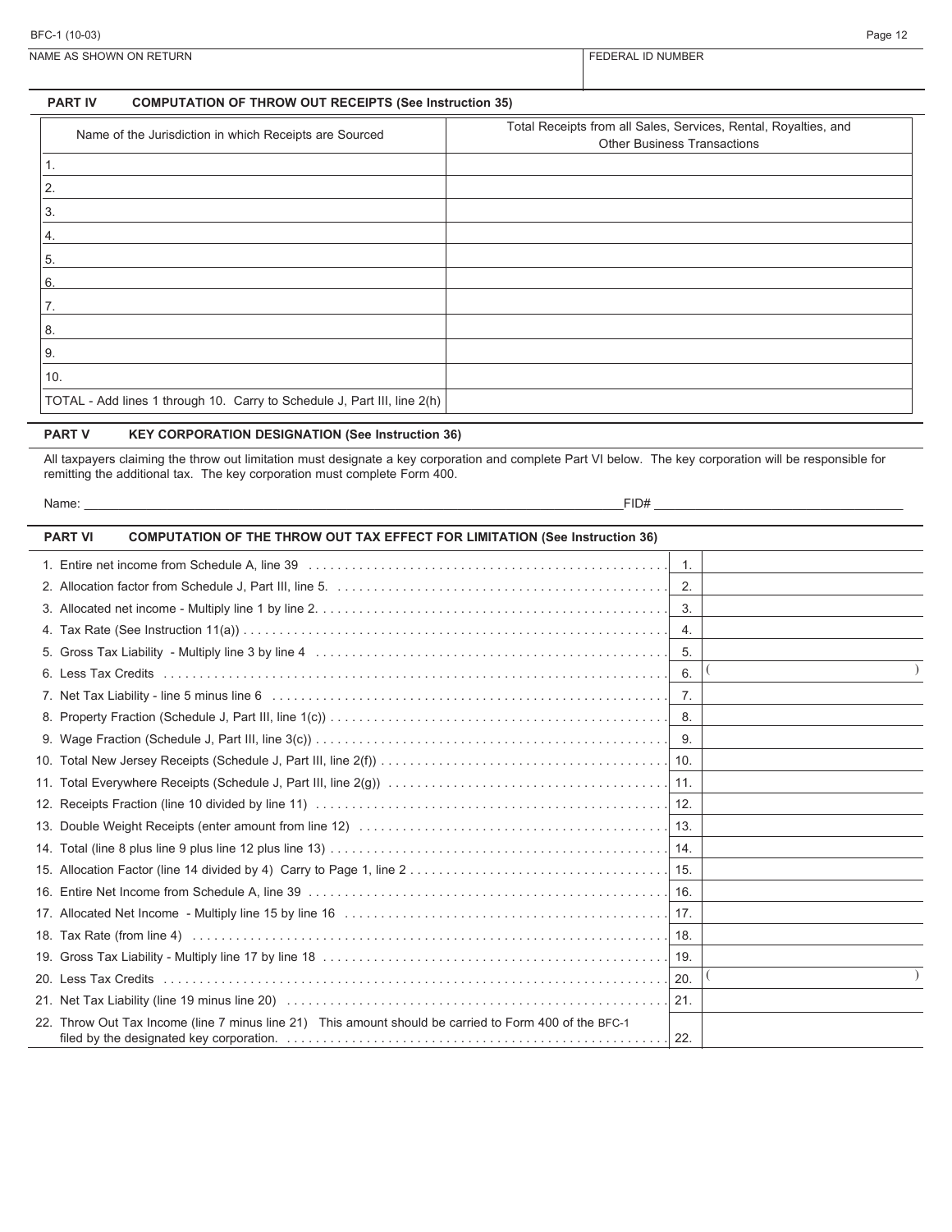BFC-1 (10-03)

| NAME AS SHOWN ON RETURN | FEDERAL ID NUMBER |
|---|---|
| | |

## PART IV COMPUTATION OF THROW OUT RECEIPTS (See Instruction 35)

| Name of the Jurisdiction in which Receipts are Sourced | Total Receipts from all Sales, Services, Rental, Royalties, and Other Business Transactions |
|---|---|
| 1. | |
| 2. | |
| 3. | |
| 4. | |
| 5. | |
| 6. | |
| 7. | |
| 8. | |
| 9. | |
| 10. | |
| TOTAL - Add lines 1 through 10. Carry to Schedule J, Part III, line 2(h) | |

## PART V KEY CORPORATION DESIGNATION (See Instruction 36)

All taxpayers claiming the throw out limitation must designate a key corporation and complete Part VI below. The key corporation will be responsible for remitting the additional tax. The key corporation must complete Form 400.

Name: ______________________________ FID# ______________________________

## PART VI COMPUTATION OF THE THROW OUT TAX EFFECT FOR LIMITATION (See Instruction 36)

| Description | Line | Amount |
|---|---|---|
| 1. Entire net income from Schedule A, line 39 | 1. | |
| 2. Allocation factor from Schedule J, Part III, line 5. | 2. | |
| 3. Allocated net income - Multiply line 1 by line 2. | 3. | |
| 4. Tax Rate (See Instruction 11(a)) | 4. | |
| 5. Gross Tax Liability - Multiply line 3 by line 4 | 5. | |
| 6. Less Tax Credits | 6. | ( ) |
| 7. Net Tax Liability - line 5 minus line 6 | 7. | |
| 8. Property Fraction (Schedule J, Part III, line 1(c)) | 8. | |
| 9. Wage Fraction (Schedule J, Part III, line 3(c)) | 9. | |
| 10. Total New Jersey Receipts (Schedule J, Part III, line 2(f)) | 10. | |
| 11. Total Everywhere Receipts (Schedule J, Part III, line 2(g)) | 11. | |
| 12. Receipts Fraction (line 10 divided by line 11) | 12. | |
| 13. Double Weight Receipts (enter amount from line 12) | 13. | |
| 14. Total (line 8 plus line 9 plus line 12 plus line 13) | 14. | |
| 15. Allocation Factor (line 14 divided by 4) Carry to Page 1, line 2 | 15. | |
| 16. Entire Net Income from Schedule A, line 39 | 16. | |
| 17. Allocated Net Income - Multiply line 15 by line 16 | 17. | |
| 18. Tax Rate (from line 4) | 18. | |
| 19. Gross Tax Liability - Multiply line 17 by line 18 | 19. | |
| 20. Less Tax Credits | 20. | ( ) |
| 21. Net Tax Liability (line 19 minus line 20) | 21. | |
| 22. Throw Out Tax Income (line 7 minus line 21) This amount should be carried to Form 400 of the BFC-1 filed by the designated key corporation. | 22. | |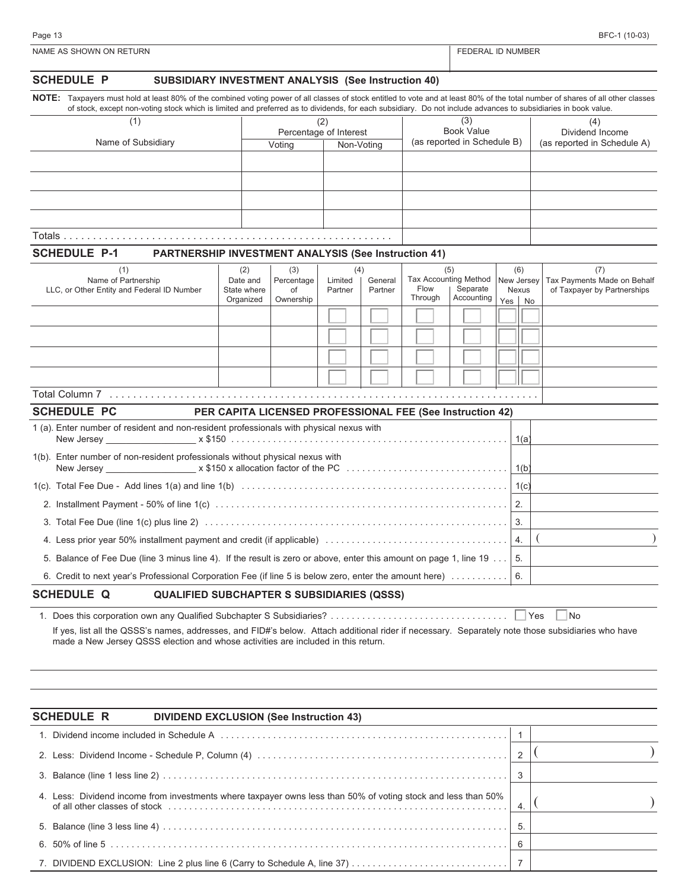BFC-1 (10-03)

NAME AS SHOWN ON RETURN | FEDERAL ID NUMBER

## SCHEDULE P SUBSIDIARY INVESTMENT ANALYSIS (See Instruction 40)

**NOTE:** Taxpayers must hold at least 80% of the combined voting power of all classes of stock entitled to vote and at least 80% of the total number of shares of all other classes of stock, except non-voting stock which is limited and preferred as to dividends, for each subsidiary. Do not include advances to subsidiaries in book value.

| (1) Name of Subsidiary | (2) Percentage of Interest | | (3) Book Value (as reported in Schedule B) | (4) Dividend Income (as reported in Schedule A) |
|---|---|---|---|---|
| | Voting | Non-Voting | | |
| | | | | |
| | | | | |
| | | | | |
| | | | | |
| Totals | | | | |

## SCHEDULE P-1 PARTNERSHIP INVESTMENT ANALYSIS (See Instruction 41)

| (1) Name of Partnership LLC, or Other Entity and Federal ID Number | (2) Date and State where Organized | (3) Percentage of Ownership | (4) | | (5) Tax Accounting Method | | (6) New Jersey Nexus | | (7) Tax Payments Made on Behalf of Taxpayer by Partnerships |
|---|---|---|---|---|---|---|---|---|---|
| | | | Limited Partner | General Partner | Flow Through | Separate Accounting | Yes | No | |
| | | | ☐ | ☐ | ☐ | ☐ | ☐ | ☐ | |
| | | | ☐ | ☐ | ☐ | ☐ | ☐ | ☐ | |
| | | | ☐ | ☐ | ☐ | ☐ | ☐ | ☐ | |
| | | | ☐ | ☐ | ☐ | ☐ | ☐ | ☐ | |
| Total Column 7 | | | | | | | | | |

## SCHEDULE PC PER CAPITA LICENSED PROFESSIONAL FEE (See Instruction 42)

| | | |
|---|---|---|
| 1 (a). Enter number of resident and non-resident professionals with physical nexus with New Jersey _________________ x $150 | 1(a) | |
| 1(b). Enter number of non-resident professionals without physical nexus with New Jersey _________________ x $150 x allocation factor of the PC | 1(b) | |
| 1(c). Total Fee Due - Add lines 1(a) and line 1(b) | 1(c) | |
| 2. Installment Payment - 50% of line 1(c) | 2. | |
| 3. Total Fee Due (line 1(c) plus line 2) | 3. | |
| 4. Less prior year 50% installment payment and credit (if applicable) | 4. | ( ) |
| 5. Balance of Fee Due (line 3 minus line 4). If the result is zero or above, enter this amount on page 1, line 19 | 5. | |
| 6. Credit to next year's Professional Corporation Fee (if line 5 is below zero, enter the amount here) | 6. | |

## SCHEDULE Q QUALIFIED SUBCHAPTER S SUBSIDIARIES (QSSS)

1. Does this corporation own any Qualified Subchapter S Subsidiaries? ☐ Yes ☐ No

If yes, list all the QSSS's names, addresses, and FID#'s below. Attach additional rider if necessary. Separately note those subsidiaries who have made a New Jersey QSSS election and whose activities are included in this return.

## SCHEDULE R DIVIDEND EXCLUSION (See Instruction 43)

| | | |
|---|---|---|
| 1. Dividend income included in Schedule A | 1 | |
| 2. Less: Dividend Income - Schedule P, Column (4) | 2 | ( ) |
| 3. Balance (line 1 less line 2) | 3 | |
| 4. Less: Dividend income from investments where taxpayer owns less than 50% of voting stock and less than 50% of all other classes of stock | 4. | ( ) |
| 5. Balance (line 3 less line 4) | 5. | |
| 6. 50% of line 5 | 6 | |
| 7. DIVIDEND EXCLUSION: Line 2 plus line 6 (Carry to Schedule A, line 37) | 7 | |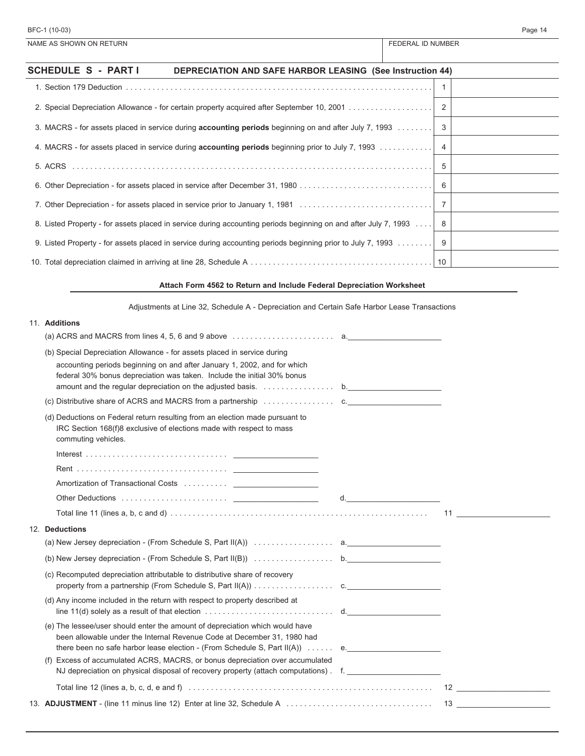BFC-1 (10-03)

| NAME AS SHOWN ON RETURN | FEDERAL ID NUMBER |
|---|---|
| | |

## SCHEDULE S - PART I DEPRECIATION AND SAFE HARBOR LEASING (See Instruction 44)

| | | |
|---|---|---|
| 1. Section 179 Deduction | 1 | |
| 2. Special Depreciation Allowance - for certain property acquired after September 10, 2001 | 2 | |
| 3. MACRS - for assets placed in service during **accounting periods** beginning on and after July 7, 1993 | 3 | |
| 4. MACRS - for assets placed in service during **accounting periods** beginning prior to July 7, 1993 | 4 | |
| 5. ACRS | 5 | |
| 6. Other Depreciation - for assets placed in service after December 31, 1980 | 6 | |
| 7. Other Depreciation - for assets placed in service prior to January 1, 1981 | 7 | |
| 8. Listed Property - for assets placed in service during accounting periods beginning on and after July 7, 1993 | 8 | |
| 9. Listed Property - for assets placed in service during accounting periods beginning prior to July 7, 1993 | 9 | |
| 10. Total depreciation claimed in arriving at line 28, Schedule A | 10 | |

**Attach Form 4562 to Return and Include Federal Depreciation Worksheet**

Adjustments at Line 32, Schedule A - Depreciation and Certain Safe Harbor Lease Transactions

11. **Additions**

(a) ACRS and MACRS from lines 4, 5, 6 and 9 above ........ a.\_\_\_\_\_\_\_\_\_\_

(b) Special Depreciation Allowance - for assets placed in service during accounting periods beginning on and after January 1, 2002, and for which federal 30% bonus depreciation was taken. Include the initial 30% bonus amount and the regular depreciation on the adjusted basis. ........ b.\_\_\_\_\_\_\_\_\_\_

(c) Distributive share of ACRS and MACRS from a partnership ........ c.\_\_\_\_\_\_\_\_\_\_

(d) Deductions on Federal return resulting from an election made pursuant to IRC Section 168(f)8 exclusive of elections made with respect to mass commuting vehicles.

Interest ........ \_\_\_\_\_\_\_\_\_\_

Rent ........ \_\_\_\_\_\_\_\_\_\_

Amortization of Transactional Costs ........ \_\_\_\_\_\_\_\_\_\_

Other Deductions ........ \_\_\_\_\_\_\_\_\_\_ d.\_\_\_\_\_\_\_\_\_\_

Total line 11 (lines a, b, c and d) ........ 11 \_\_\_\_\_\_\_\_\_\_

12. **Deductions**

(a) New Jersey depreciation - (From Schedule S, Part II(A)) ........ a.\_\_\_\_\_\_\_\_\_\_

(b) New Jersey depreciation - (From Schedule S, Part II(B)) ........ b.\_\_\_\_\_\_\_\_\_\_

(c) Recomputed depreciation attributable to distributive share of recovery property from a partnership (From Schedule S, Part II(A)) ........ c.\_\_\_\_\_\_\_\_\_\_

(d) Any income included in the return with respect to property described at line 11(d) solely as a result of that election ........ d.\_\_\_\_\_\_\_\_\_\_

(e) The lessee/user should enter the amount of depreciation which would have been allowable under the Internal Revenue Code at December 31, 1980 had there been no safe harbor lease election - (From Schedule S, Part II(A)) ........ e.\_\_\_\_\_\_\_\_\_\_

(f) Excess of accumulated ACRS, MACRS, or bonus depreciation over accumulated NJ depreciation on physical disposal of recovery property (attach computations) . f.\_\_\_\_\_\_\_\_\_\_

Total line 12 (lines a, b, c, d, e and f) ........ 12 \_\_\_\_\_\_\_\_\_\_

13. **ADJUSTMENT** - (line 11 minus line 12) Enter at line 32, Schedule A ........ 13 \_\_\_\_\_\_\_\_\_\_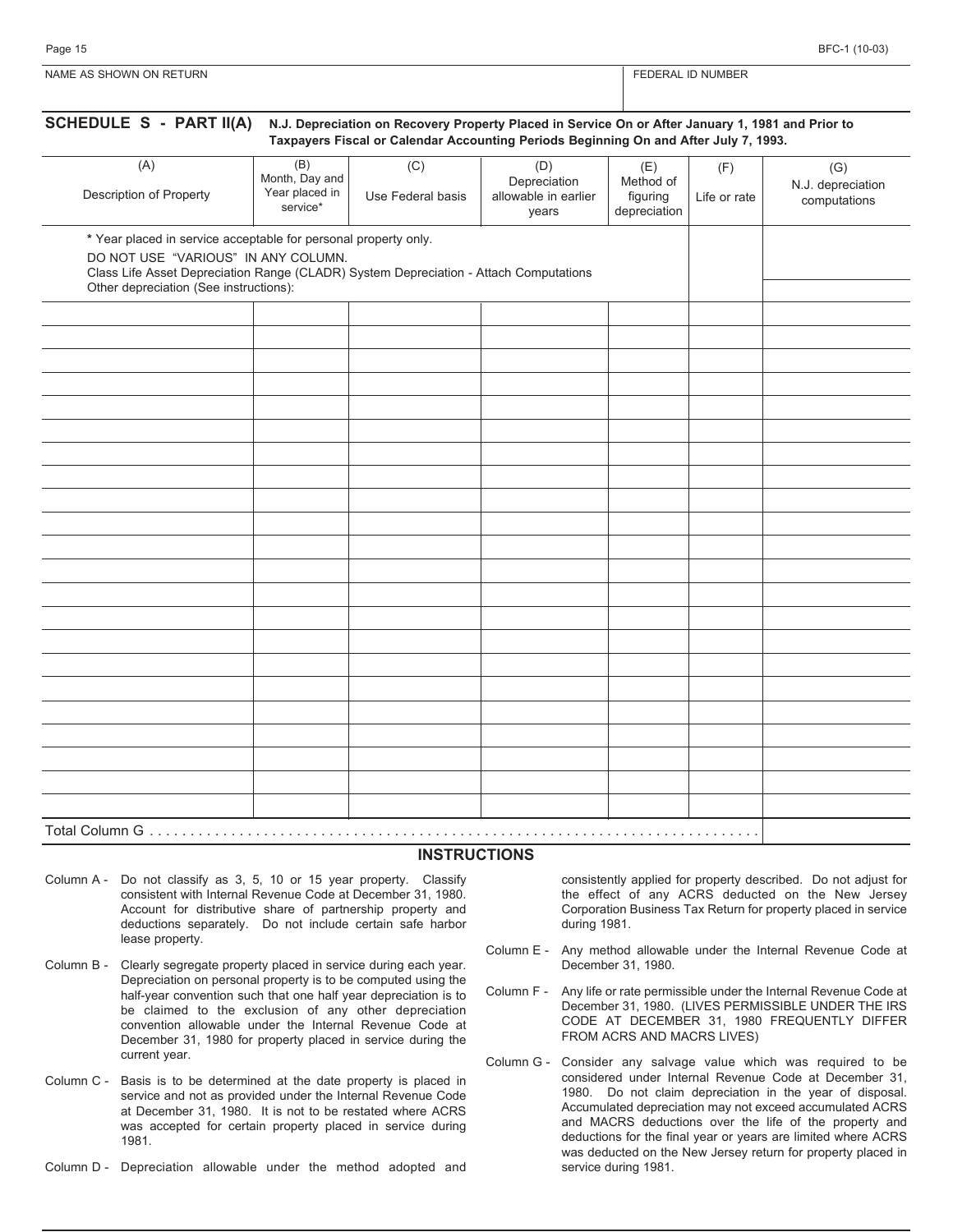NAME AS SHOWN ON RETURN | FEDERAL ID NUMBER

## SCHEDULE S - PART II(A) N.J. Depreciation on Recovery Property Placed in Service On or After January 1, 1981 and Prior to Taxpayers Fiscal or Calendar Accounting Periods Beginning On and After July 7, 1993.

| (A) Description of Property | (B) Month, Day and Year placed in service* | (C) Use Federal basis | (D) Depreciation allowable in earlier years | (E) Method of figuring depreciation | (F) Life or rate | (G) N.J. depreciation computations |
|---|---|---|---|---|---|---|
| * Year placed in service acceptable for personal property only. DO NOT USE "VARIOUS" IN ANY COLUMN. Class Life Asset Depreciation Range (CLADR) System Depreciation - Attach Computations | | | | | | |
| Other depreciation (See instructions): | | | | | | |
| | | | | | | |
| | | | | | | |
| | | | | | | |
| | | | | | | |
| | | | | | | |
| | | | | | | |
| | | | | | | |
| | | | | | | |
| | | | | | | |
| | | | | | | |
| | | | | | | |
| | | | | | | |
| | | | | | | |
| | | | | | | |
| | | | | | | |
| | | | | | | |
| | | | | | | |
| | | | | | | |
| | | | | | | |
| | | | | | | |
| | | | | | | |
| | | | | | | |
| Total Column G | | | | | | |

## INSTRUCTIONS

Column A - Do not classify as 3, 5, 10 or 15 year property. Classify consistent with Internal Revenue Code at December 31, 1980. Account for distributive share of partnership property and deductions separately. Do not include certain safe harbor lease property.

Column B - Clearly segregate property placed in service during each year. Depreciation on personal property is to be computed using the half-year convention such that one half year depreciation is to be claimed to the exclusion of any other depreciation convention allowable under the Internal Revenue Code at December 31, 1980 for property placed in service during the current year.

Column C - Basis is to be determined at the date property is placed in service and not as provided under the Internal Revenue Code at December 31, 1980. It is not to be restated where ACRS was accepted for certain property placed in service during 1981.

Column D - Depreciation allowable under the method adopted and consistently applied for property described. Do not adjust for the effect of any ACRS deducted on the New Jersey Corporation Business Tax Return for property placed in service during 1981.

Column E - Any method allowable under the Internal Revenue Code at December 31, 1980.

Column F - Any life or rate permissible under the Internal Revenue Code at December 31, 1980. (LIVES PERMISSIBLE UNDER THE IRS CODE AT DECEMBER 31, 1980 FREQUENTLY DIFFER FROM ACRS AND MACRS LIVES)

Column G - Consider any salvage value which was required to be considered under Internal Revenue Code at December 31, 1980. Do not claim depreciation in the year of disposal. Accumulated depreciation may not exceed accumulated ACRS and MACRS deductions over the life of the property and deductions for the final year or years are limited where ACRS was deducted on the New Jersey return for property placed in service during 1981.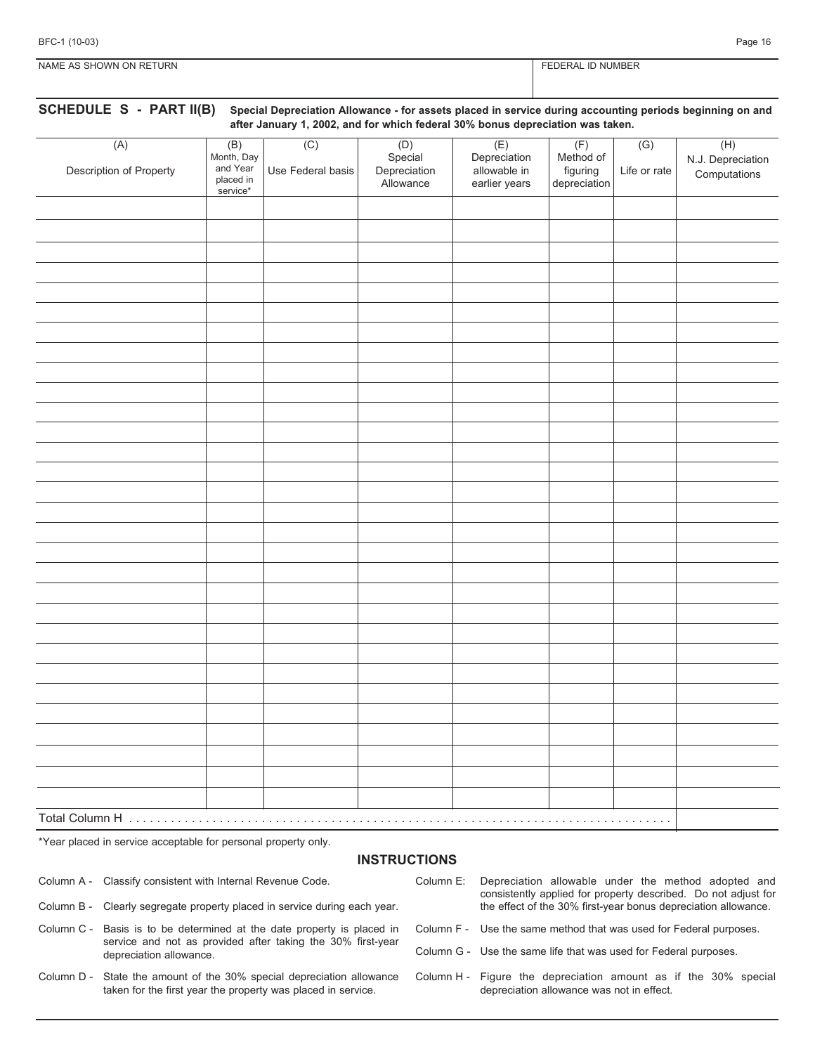BFC-1 (10-03)

| NAME AS SHOWN ON RETURN | FEDERAL ID NUMBER |
|---|---|
| | |

## SCHEDULE S - PART II(B) Special Depreciation Allowance - for assets placed in service during accounting periods beginning on and after January 1, 2002, and for which federal 30% bonus depreciation was taken.

| (A) Description of Property | (B) Month, Day and Year placed in service* | (C) Use Federal basis | (D) Special Depreciation Allowance | (E) Depreciation allowable in earlier years | (F) Method of figuring depreciation | (G) Life or rate | (H) N.J. Depreciation Computations |
|---|---|---|---|---|---|---|---|
| | | | | | | | |
| | | | | | | | |
| | | | | | | | |
| | | | | | | | |
| | | | | | | | |
| | | | | | | | |
| | | | | | | | |
| | | | | | | | |
| | | | | | | | |
| | | | | | | | |
| | | | | | | | |
| | | | | | | | |
| | | | | | | | |
| | | | | | | | |
| | | | | | | | |
| | | | | | | | |
| | | | | | | | |
| | | | | | | | |
| | | | | | | | |
| | | | | | | | |
| | | | | | | | |
| | | | | | | | |
| | | | | | | | |
| | | | | | | | |
| | | | | | | | |
| | | | | | | | |
| | | | | | | | |
| | | | | | | | |
| | | | | | | | |
| | | | | | | | |
| Total Column H | | | | | | | |

*Year placed in service acceptable for personal property only.

### INSTRUCTIONS

Column A - Classify consistent with Internal Revenue Code.

Column B - Clearly segregate property placed in service during each year.

Column C - Basis is to be determined at the date property is placed in service and not as provided after taking the 30% first-year depreciation allowance.

Column D - State the amount of the 30% special depreciation allowance taken for the first year the property was placed in service.

Column E: Depreciation allowable under the method adopted and consistently applied for property described. Do not adjust for the effect of the 30% first-year bonus depreciation allowance.

Column F - Use the same method that was used for Federal purposes.

Column G - Use the same life that was used for Federal purposes.

Column H - Figure the depreciation amount as if the 30% special depreciation allowance was not in effect.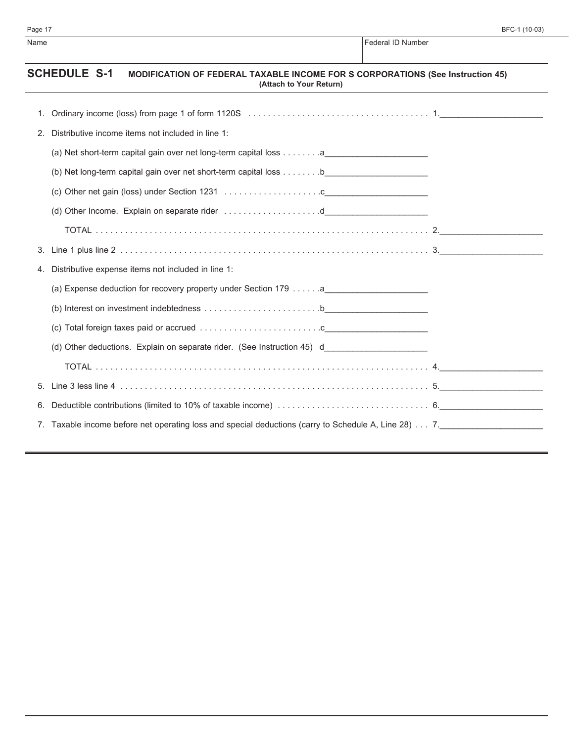| Name | Federal ID Number |
| --- | --- |
| | |

## SCHEDULE S-1 MODIFICATION OF FEDERAL TAXABLE INCOME FOR S CORPORATIONS (See Instruction 45)

**(Attach to Your Return)**

1. Ordinary income (loss) from page 1 of form 1120S . . . . . . . . . . . . . . . . . . . . . . . . . . . . . . . . . . . . . 1.______________________
2. Distributive income items not included in line 1:
   - (a) Net short-term capital gain over net long-term capital loss . . . . . . . .a______________________
   - (b) Net long-term capital gain over net short-term capital loss . . . . . . . .b______________________
   - (c) Other net gain (loss) under Section 1231 . . . . . . . . . . . . . . . . . . . .c______________________
   - (d) Other Income. Explain on separate rider . . . . . . . . . . . . . . . . . . . .d______________________

   TOTAL . . . . . . . . . . . . . . . . . . . . . . . . . . . . . . . . . . . . . . . . . . . . . . . . . . . . . . . . . . . . . . . . . . 2.______________________
3. Line 1 plus line 2 . . . . . . . . . . . . . . . . . . . . . . . . . . . . . . . . . . . . . . . . . . . . . . . . . . . . . . . . . . . . . . 3.______________________
4. Distributive expense items not included in line 1:
   - (a) Expense deduction for recovery property under Section 179 . . . . . .a______________________
   - (b) Interest on investment indebtedness . . . . . . . . . . . . . . . . . . . . . . .b______________________
   - (c) Total foreign taxes paid or accrued . . . . . . . . . . . . . . . . . . . . . . . . .c______________________
   - (d) Other deductions. Explain on separate rider. (See Instruction 45) d______________________

   TOTAL . . . . . . . . . . . . . . . . . . . . . . . . . . . . . . . . . . . . . . . . . . . . . . . . . . . . . . . . . . . . . . . . . . 4.______________________
5. Line 3 less line 4 . . . . . . . . . . . . . . . . . . . . . . . . . . . . . . . . . . . . . . . . . . . . . . . . . . . . . . . . . . . . . . 5.______________________
6. Deductible contributions (limited to 10% of taxable income) . . . . . . . . . . . . . . . . . . . . . . . . . . . . . . 6.______________________
7. Taxable income before net operating loss and special deductions (carry to Schedule A, Line 28) . . . 7.______________________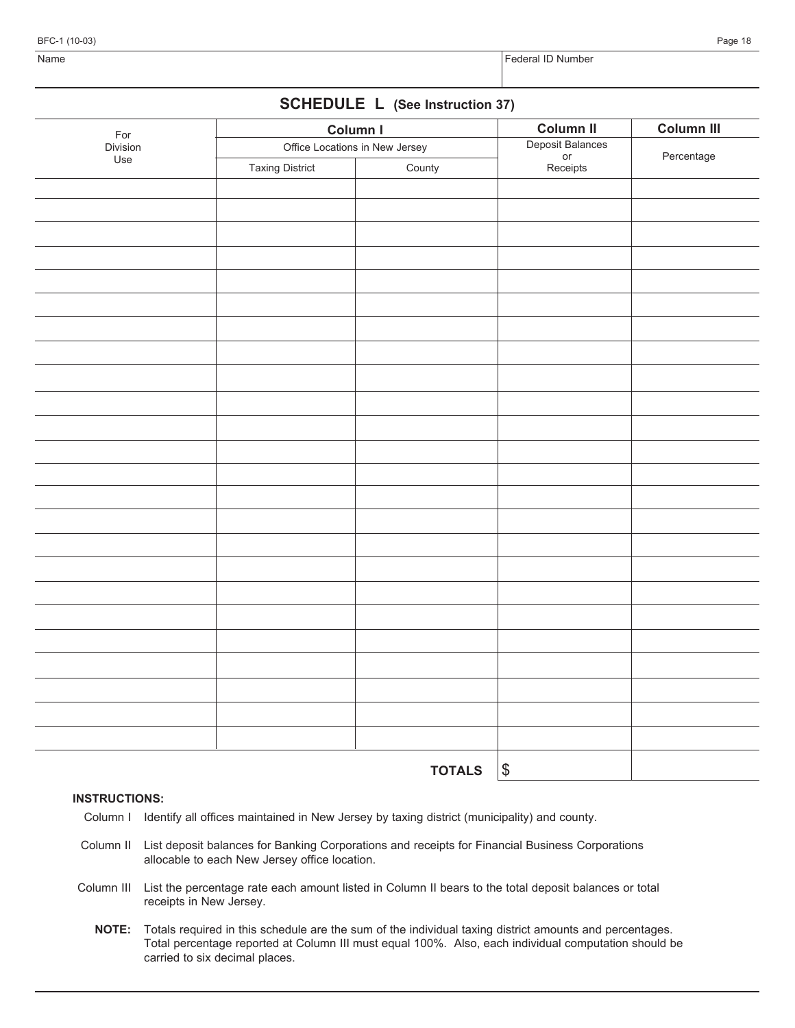| Name | Federal ID Number |
|---|---|
| | |

## SCHEDULE L (See Instruction 37)

| For Division Use | Column I | | Column II | Column III |
|---|---|---|---|---|
| | Office Locations in New Jersey | | Deposit Balances or Receipts | Percentage |
| | Taxing District | County | | |
| | | | | |
| | | | | |
| | | | | |
| | | | | |
| | | | | |
| | | | | |
| | | | | |
| | | | | |
| | | | | |
| | | | | |
| | | | | |
| | | | | |
| | | | | |
| | | | | |
| | | | | |
| | | | | |
| | | | | |
| | | | | |
| | | | | |
| | | | | |
| | | | | |
| | | | | |
| | | | | |
| | | | | |
| | | **TOTALS** | $ | |

**INSTRUCTIONS:**

Column I — Identify all offices maintained in New Jersey by taxing district (municipality) and county.

Column II — List deposit balances for Banking Corporations and receipts for Financial Business Corporations allocable to each New Jersey office location.

Column III — List the percentage rate each amount listed in Column II bears to the total deposit balances or total receipts in New Jersey.

**NOTE:** Totals required in this schedule are the sum of the individual taxing district amounts and percentages. Total percentage reported at Column III must equal 100%. Also, each individual computation should be carried to six decimal places.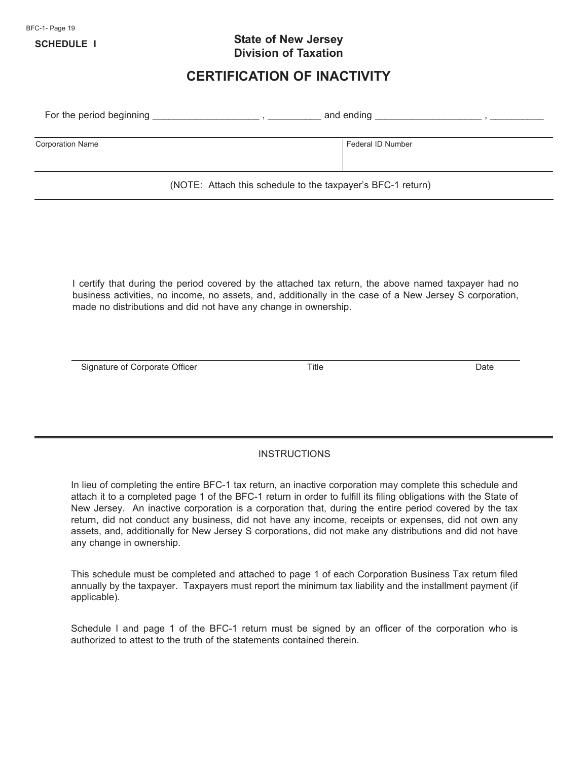**SCHEDULE I**

**State of New Jersey**
**Division of Taxation**

# CERTIFICATION OF INACTIVITY

For the period beginning ____________________ , __________ and ending ____________________ , __________

| Corporation Name | Federal ID Number |
|---|---|
| | |

(NOTE: Attach this schedule to the taxpayer's BFC-1 return)

I certify that during the period covered by the attached tax return, the above named taxpayer had no business activities, no income, no assets, and, additionally in the case of a New Jersey S corporation, made no distributions and did not have any change in ownership.

______________________________________________________________________

Signature of Corporate Officer    Title    Date

## INSTRUCTIONS

In lieu of completing the entire BFC-1 tax return, an inactive corporation may complete this schedule and attach it to a completed page 1 of the BFC-1 return in order to fulfill its filing obligations with the State of New Jersey. An inactive corporation is a corporation that, during the entire period covered by the tax return, did not conduct any business, did not have any income, receipts or expenses, did not own any assets, and, additionally for New Jersey S corporations, did not make any distributions and did not have any change in ownership.

This schedule must be completed and attached to page 1 of each Corporation Business Tax return filed annually by the taxpayer. Taxpayers must report the minimum tax liability and the installment payment (if applicable).

Schedule I and page 1 of the BFC-1 return must be signed by an officer of the corporation who is authorized to attest to the truth of the statements contained therein.